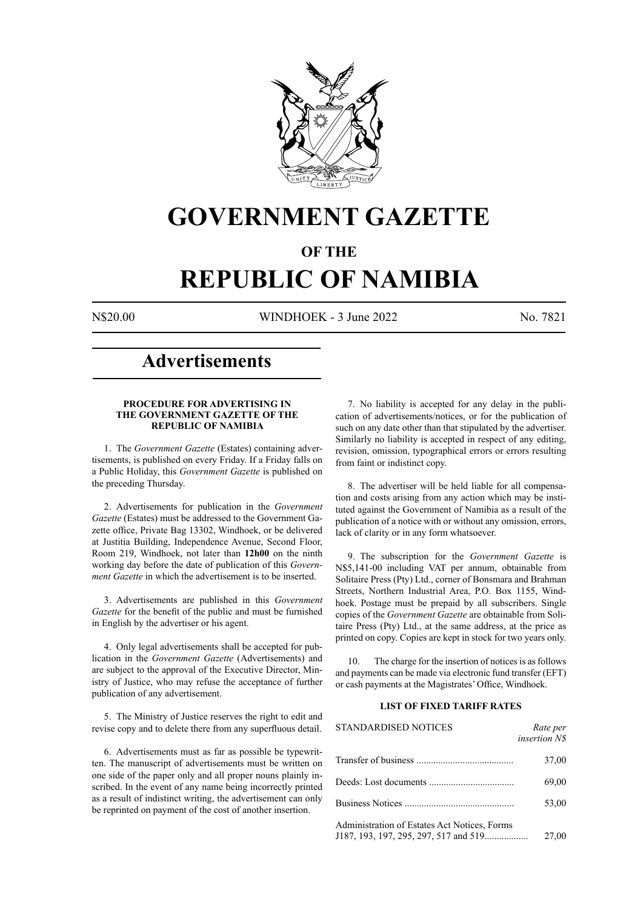# GOVERNMENT GAZETTE

## OF THE

# REPUBLIC OF NAMIBIA

N$20.00 WINDHOEK - 3 June 2022 No. 7821

# Advertisements

### PROCEDURE FOR ADVERTISING IN THE GOVERNMENT GAZETTE OF THE REPUBLIC OF NAMIBIA

1. The *Government Gazette* (Estates) containing advertisements, is published on every Friday. If a Friday falls on a Public Holiday, this *Government Gazette* is published on the preceding Thursday.

2. Advertisements for publication in the *Government Gazette* (Estates) must be addressed to the Government Gazette office, Private Bag 13302, Windhoek, or be delivered at Justitia Building, Independence Avenue, Second Floor, Room 219, Windhoek, not later than **12h00** on the ninth working day before the date of publication of this *Government Gazette* in which the advertisement is to be inserted.

3. Advertisements are published in this *Government Gazette* for the benefit of the public and must be furnished in English by the advertiser or his agent.

4. Only legal advertisements shall be accepted for publication in the *Government Gazette* (Advertisements) and are subject to the approval of the Executive Director, Ministry of Justice, who may refuse the acceptance of further publication of any advertisement.

5. The Ministry of Justice reserves the right to edit and revise copy and to delete there from any superfluous detail.

6. Advertisements must as far as possible be typewritten. The manuscript of advertisements must be written on one side of the paper only and all proper nouns plainly inscribed. In the event of any name being incorrectly printed as a result of indistinct writing, the advertisement can only be reprinted on payment of the cost of another insertion.

7. No liability is accepted for any delay in the publication of advertisements/notices, or for the publication of such on any date other than that stipulated by the advertiser. Similarly no liability is accepted in respect of any editing, revision, omission, typographical errors or errors resulting from faint or indistinct copy.

8. The advertiser will be held liable for all compensation and costs arising from any action which may be instituted against the Government of Namibia as a result of the publication of a notice with or without any omission, errors, lack of clarity or in any form whatsoever.

9. The subscription for the *Government Gazette* is N$5,141-00 including VAT per annum, obtainable from Solitaire Press (Pty) Ltd., corner of Bonsmara and Brahman Streets, Northern Industrial Area, P.O. Box 1155, Windhoek. Postage must be prepaid by all subscribers. Single copies of the *Government Gazette* are obtainable from Solitaire Press (Pty) Ltd., at the same address, at the price as printed on copy. Copies are kept in stock for two years only.

10. The charge for the insertion of notices is as follows and payments can be made via electronic fund transfer (EFT) or cash payments at the Magistrates' Office, Windhoek.

### LIST OF FIXED TARIFF RATES

| STANDARDISED NOTICES | *Rate per insertion N$* |
|---|---|
| Transfer of business | 37,00 |
| Deeds: Lost documents | 69,00 |
| Business Notices | 53,00 |
| Administration of Estates Act Notices, Forms J187, 193, 197, 295, 297, 517 and 519 | 27,00 |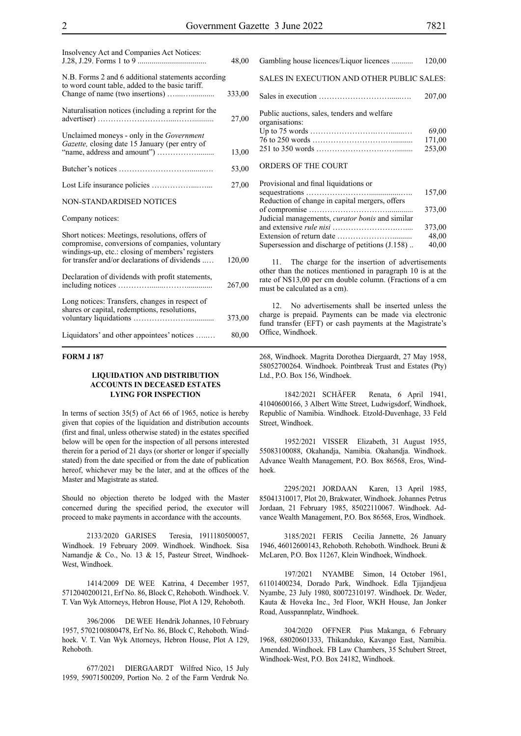| | |
|---|---|
| Insolvency Act and Companies Act Notices: J.28, J.29. Forms 1 to 9 | 48,00 |
| N.B. Forms 2 and 6 additional statements according to word count table, added to the basic tariff. Change of name (two insertions) | 333,00 |
| Naturalisation notices (including a reprint for the advertiser) | 27,00 |
| Unclaimed moneys - only in the *Government Gazette,* closing date 15 January (per entry of "name, address and amount") | 13,00 |
| Butcher's notices | 53,00 |
| Lost Life insurance policies | 27,00 |

NON-STANDARDISED NOTICES

Company notices:

| | |
|---|---|
| Short notices: Meetings, resolutions, offers of compromise, conversions of companies, voluntary windings-up, etc.: closing of members' registers for transfer and/or declarations of dividends | 120,00 |
| Declaration of dividends with profit statements, including notices | 267,00 |
| Long notices: Transfers, changes in respect of shares or capital, redemptions, resolutions, voluntary liquidations | 373,00 |
| Liquidators' and other appointees' notices | 80,00 |
| Gambling house licences/Liquor licences | 120,00 |

SALES IN EXECUTION AND OTHER PUBLIC SALES:

| | |
|---|---|
| Sales in execution | 207,00 |
| Public auctions, sales, tenders and welfare organisations: | |
| Up to 75 words | 69,00 |
| 76 to 250 words | 171,00 |
| 251 to 350 words | 253,00 |

ORDERS OF THE COURT

| | |
|---|---|
| Provisional and final liquidations or sequestrations | 157,00 |
| Reduction of change in capital mergers, offers of compromise | 373,00 |
| Judicial managements, *curator bonis* and similar and extensive *rule nisi* | 373,00 |
| Extension of return date | 48,00 |
| Supersession and discharge of petitions (J.158) | 40,00 |

11. The charge for the insertion of advertisements other than the notices mentioned in paragraph 10 is at the rate of N$13,00 per cm double column. (Fractions of a cm must be calculated as a cm).

12. No advertisements shall be inserted unless the charge is prepaid. Payments can be made via electronic fund transfer (EFT) or cash payments at the Magistrate's Office, Windhoek.

**FORM J 187**

### LIQUIDATION AND DISTRIBUTION ACCOUNTS IN DECEASED ESTATES LYING FOR INSPECTION

In terms of section 35(5) of Act 66 of 1965, notice is hereby given that copies of the liquidation and distribution accounts (first and final, unless otherwise stated) in the estates specified below will be open for the inspection of all persons interested therein for a period of 21 days (or shorter or longer if specially stated) from the date specified or from the date of publication hereof, whichever may be the later, and at the offices of the Master and Magistrate as stated.

Should no objection thereto be lodged with the Master concerned during the specified period, the executor will proceed to make payments in accordance with the accounts.

2133/2020 GARISES Teresia, 1911180500057, Windhoek. 19 February 2009. Windhoek. Windhoek. Sisa Namandje & Co., No. 13 & 15, Pasteur Street, Windhoek-West, Windhoek.

1414/2009 DE WEE Katrina, 4 December 1957, 5712040200121, Erf No. 86, Block C, Rehoboth. Windhoek. V. T. Van Wyk Attorneys, Hebron House, Plot A 129, Rehoboth.

396/2006 DE WEE Hendrik Johannes, 10 February 1957, 5702100800478, Erf No. 86, Block C, Rehoboth. Windhoek. V. T. Van Wyk Attorneys, Hebron House, Plot A 129, Rehoboth.

677/2021 DIERGAARDT Wilfred Nico, 15 July 1959, 59071500209, Portion No. 2 of the Farm Verdruk No. 268, Windhoek. Magrita Dorothea Diergaardt, 27 May 1958, 58052700264. Windhoek. Pointbreak Trust and Estates (Pty) Ltd., P.O. Box 156, Windhoek.

1842/2021 SCHÄFER Renata, 6 April 1941, 41040600166, 3 Albert Witte Street, Ludwigsdorf, Windhoek, Republic of Namibia. Windhoek. Etzold-Duvenhage, 33 Feld Street, Windhoek.

1952/2021 VISSER Elizabeth, 31 August 1955, 55083100088, Okahandja, Namibia. Okahandja. Windhoek. Advance Wealth Management, P.O. Box 86568, Eros, Windhoek.

2295/2021 JORDAAN Karen, 13 April 1985, 85041310017, Plot 20, Brakwater, Windhoek. Johannes Petrus Jordaan, 21 February 1985, 85022110067. Windhoek. Advance Wealth Management, P.O. Box 86568, Eros, Windhoek.

3185/2021 FERIS Cecilia Jannette, 26 January 1946, 46012600143, Rehoboth. Rehoboth. Windhoek. Bruni & McLaren, P.O. Box 11267, Klein Windhoek, Windhoek.

197/2021 NYAMBE Simon, 14 October 1961, 61101400234, Dorado Park, Windhoek. Edla Tjijandjeua Nyambe, 23 July 1980, 80072310197. Windhoek. Dr. Weder, Kauta & Hoveka Inc., 3rd Floor, WKH House, Jan Jonker Road, Ausspannplatz, Windhoek.

304/2020 OFFNER Pius Makanga, 6 February 1968, 68020601333, Thikanduko, Kavango East, Namibia. Amended. Windhoek. FB Law Chambers, 35 Schubert Street, Windhoek-West, P.O. Box 24182, Windhoek.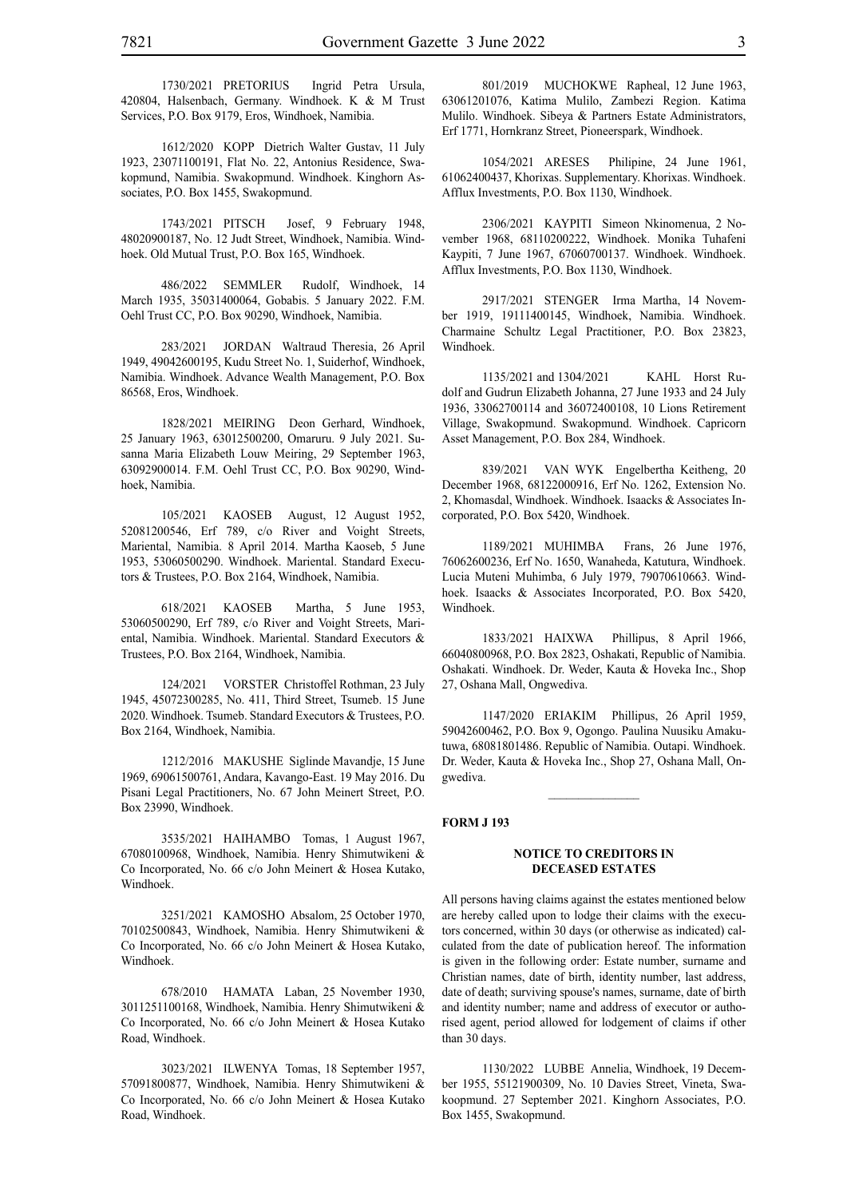1730/2021 PRETORIUS Ingrid Petra Ursula, 420804, Halsenbach, Germany. Windhoek. K & M Trust Services, P.O. Box 9179, Eros, Windhoek, Namibia.

1612/2020 KOPP Dietrich Walter Gustav, 11 July 1923, 23071100191, Flat No. 22, Antonius Residence, Swakopmund, Namibia. Swakopmund. Windhoek. Kinghorn Associates, P.O. Box 1455, Swakopmund.

1743/2021 PITSCH Josef, 9 February 1948, 48020900187, No. 12 Judt Street, Windhoek, Namibia. Windhoek. Old Mutual Trust, P.O. Box 165, Windhoek.

486/2022 SEMMLER Rudolf, Windhoek, 14 March 1935, 35031400064, Gobabis. 5 January 2022. F.M. Oehl Trust CC, P.O. Box 90290, Windhoek, Namibia.

283/2021 JORDAN Waltraud Theresia, 26 April 1949, 49042600195, Kudu Street No. 1, Suiderhof, Windhoek, Namibia. Windhoek. Advance Wealth Management, P.O. Box 86568, Eros, Windhoek.

1828/2021 MEIRING Deon Gerhard, Windhoek, 25 January 1963, 63012500200, Omaruru. 9 July 2021. Susanna Maria Elizabeth Louw Meiring, 29 September 1963, 63092900014. F.M. Oehl Trust CC, P.O. Box 90290, Windhoek, Namibia.

105/2021 KAOSEB August, 12 August 1952, 52081200546, Erf 789, c/o River and Voight Streets, Mariental, Namibia. 8 April 2014. Martha Kaoseb, 5 June 1953, 53060500290. Windhoek. Mariental. Standard Executors & Trustees, P.O. Box 2164, Windhoek, Namibia.

618/2021 KAOSEB Martha, 5 June 1953, 53060500290, Erf 789, c/o River and Voight Streets, Mariental, Namibia. Windhoek. Mariental. Standard Executors & Trustees, P.O. Box 2164, Windhoek, Namibia.

124/2021 VORSTER Christoffel Rothman, 23 July 1945, 45072300285, No. 411, Third Street, Tsumeb. 15 June 2020. Windhoek. Tsumeb. Standard Executors & Trustees, P.O. Box 2164, Windhoek, Namibia.

1212/2016 MAKUSHE Siglinde Mavandje, 15 June 1969, 69061500761, Andara, Kavango-East. 19 May 2016. Du Pisani Legal Practitioners, No. 67 John Meinert Street, P.O. Box 23990, Windhoek.

3535/2021 HAIHAMBO Tomas, 1 August 1967, 67080100968, Windhoek, Namibia. Henry Shimutwikeni & Co Incorporated, No. 66 c/o John Meinert & Hosea Kutako, Windhoek.

3251/2021 KAMOSHO Absalom, 25 October 1970, 70102500843, Windhoek, Namibia. Henry Shimutwikeni & Co Incorporated, No. 66 c/o John Meinert & Hosea Kutako, Windhoek.

678/2010 HAMATA Laban, 25 November 1930, 3011251100168, Windhoek, Namibia. Henry Shimutwikeni & Co Incorporated, No. 66 c/o John Meinert & Hosea Kutako Road, Windhoek.

3023/2021 ILWENYA Tomas, 18 September 1957, 57091800877, Windhoek, Namibia. Henry Shimutwikeni & Co Incorporated, No. 66 c/o John Meinert & Hosea Kutako Road, Windhoek.

801/2019 MUCHOKWE Rapheal, 12 June 1963, 63061201076, Katima Mulilo, Zambezi Region. Katima Mulilo. Windhoek. Sibeya & Partners Estate Administrators, Erf 1771, Hornkranz Street, Pioneerspark, Windhoek.

1054/2021 ARESES Philipine, 24 June 1961, 61062400437, Khorixas. Supplementary. Khorixas. Windhoek. Afflux Investments, P.O. Box 1130, Windhoek.

2306/2021 KAYPITI Simeon Nkinomenua, 2 November 1968, 68110200222, Windhoek. Monika Tuhafeni Kaypiti, 7 June 1967, 67060700137. Windhoek. Windhoek. Afflux Investments, P.O. Box 1130, Windhoek.

2917/2021 STENGER Irma Martha, 14 November 1919, 19111400145, Windhoek, Namibia. Windhoek. Charmaine Schultz Legal Practitioner, P.O. Box 23823, Windhoek.

1135/2021 and 1304/2021 KAHL Horst Rudolf and Gudrun Elizabeth Johanna, 27 June 1933 and 24 July 1936, 33062700114 and 36072400108, 10 Lions Retirement Village, Swakopmund. Swakopmund. Windhoek. Capricorn Asset Management, P.O. Box 284, Windhoek.

839/2021 VAN WYK Engelbertha Keitheng, 20 December 1968, 68122000916, Erf No. 1262, Extension No. 2, Khomasdal, Windhoek. Windhoek. Isaacks & Associates Incorporated, P.O. Box 5420, Windhoek.

1189/2021 MUHIMBA Frans, 26 June 1976, 76062600236, Erf No. 1650, Wanaheda, Katutura, Windhoek. Lucia Muteni Muhimba, 6 July 1979, 79070610663. Windhoek. Isaacks & Associates Incorporated, P.O. Box 5420, Windhoek.

1833/2021 HAIXWA Phillipus, 8 April 1966, 66040800968, P.O. Box 2823, Oshakati, Republic of Namibia. Oshakati. Windhoek. Dr. Weder, Kauta & Hoveka Inc., Shop 27, Oshana Mall, Ongwediva.

1147/2020 ERIAKIM Phillipus, 26 April 1959, 59042600462, P.O. Box 9, Ogongo. Paulina Nuusiku Amakutuwa, 68081801486. Republic of Namibia. Outapi. Windhoek. Dr. Weder, Kauta & Hoveka Inc., Shop 27, Oshana Mall, Ongwediva.

---

**FORM J 193**

**NOTICE TO CREDITORS IN DECEASED ESTATES**

All persons having claims against the estates mentioned below are hereby called upon to lodge their claims with the executors concerned, within 30 days (or otherwise as indicated) calculated from the date of publication hereof. The information is given in the following order: Estate number, surname and Christian names, date of birth, identity number, last address, date of death; surviving spouse's names, surname, date of birth and identity number; name and address of executor or authorised agent, period allowed for lodgement of claims if other than 30 days.

1130/2022 LUBBE Annelia, Windhoek, 19 December 1955, 55121900309, No. 10 Davies Street, Vineta, Swakoopmund. 27 September 2021. Kinghorn Associates, P.O. Box 1455, Swakopmund.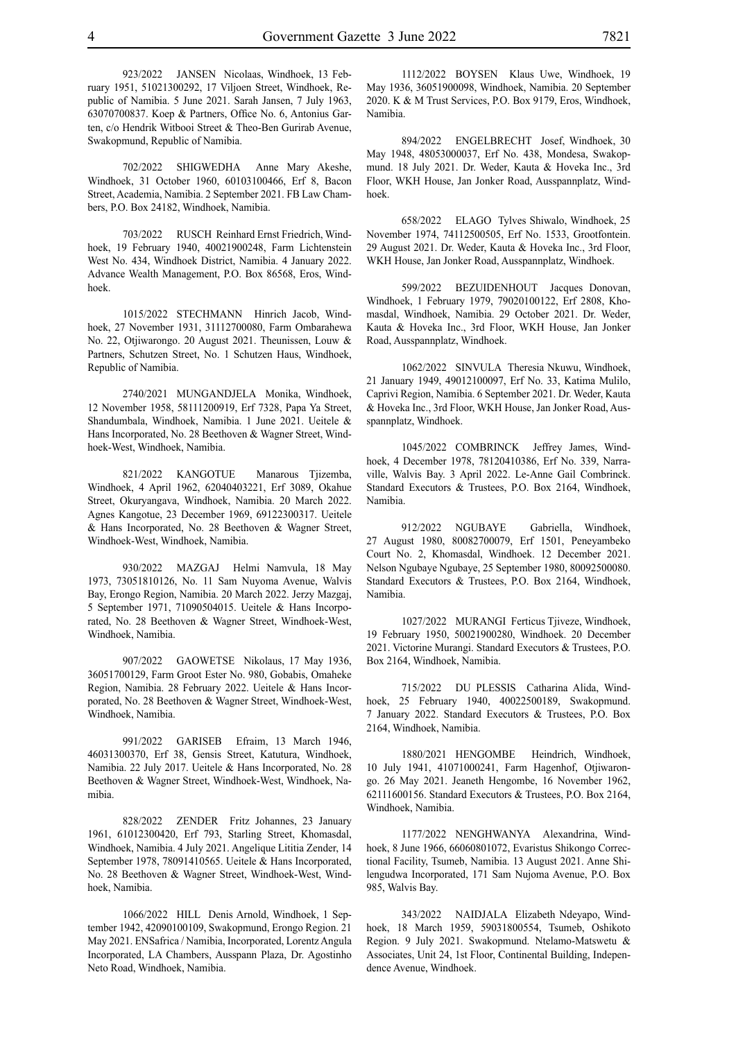923/2022 JANSEN Nicolaas, Windhoek, 13 February 1951, 51021300292, 17 Viljoen Street, Windhoek, Republic of Namibia. 5 June 2021. Sarah Jansen, 7 July 1963, 63070700837. Koep & Partners, Office No. 6, Antonius Garten, c/o Hendrik Witbooi Street & Theo-Ben Gurirab Avenue, Swakopmund, Republic of Namibia.

702/2022 SHIGWEDHA Anne Mary Akeshe, Windhoek, 31 October 1960, 60103100466, Erf 8, Bacon Street, Academia, Namibia. 2 September 2021. FB Law Chambers, P.O. Box 24182, Windhoek, Namibia.

703/2022 RUSCH Reinhard Ernst Friedrich, Windhoek, 19 February 1940, 40021900248, Farm Lichtenstein West No. 434, Windhoek District, Namibia. 4 January 2022. Advance Wealth Management, P.O. Box 86568, Eros, Windhoek.

1015/2022 STECHMANN Hinrich Jacob, Windhoek, 27 November 1931, 31112700080, Farm Ombarahewa No. 22, Otjiwarongo. 20 August 2021. Theunissen, Louw & Partners, Schutzen Street, No. 1 Schutzen Haus, Windhoek, Republic of Namibia.

2740/2021 MUNGANDJELA Monika, Windhoek, 12 November 1958, 58111200919, Erf 7328, Papa Ya Street, Shandumbala, Windhoek, Namibia. 1 June 2021. Ueitele & Hans Incorporated, No. 28 Beethoven & Wagner Street, Windhoek-West, Windhoek, Namibia.

821/2022 KANGOTUE Manarous Tjizemba, Windhoek, 4 April 1962, 62040403221, Erf 3089, Okahue Street, Okuryangava, Windhoek, Namibia. 20 March 2022. Agnes Kangotue, 23 December 1969, 69122300317. Ueitele & Hans Incorporated, No. 28 Beethoven & Wagner Street, Windhoek-West, Windhoek, Namibia.

930/2022 MAZGAJ Helmi Namvula, 18 May 1973, 73051810126, No. 11 Sam Nuyoma Avenue, Walvis Bay, Erongo Region, Namibia. 20 March 2022. Jerzy Mazgaj, 5 September 1971, 71090504015. Ueitele & Hans Incorporated, No. 28 Beethoven & Wagner Street, Windhoek-West, Windhoek, Namibia.

907/2022 GAOWETSE Nikolaus, 17 May 1936, 36051700129, Farm Groot Ester No. 980, Gobabis, Omaheke Region, Namibia. 28 February 2022. Ueitele & Hans Incorporated, No. 28 Beethoven & Wagner Street, Windhoek-West, Windhoek, Namibia.

991/2022 GARISEB Efraim, 13 March 1946, 46031300370, Erf 38, Gensis Street, Katutura, Windhoek, Namibia. 22 July 2017. Ueitele & Hans Incorporated, No. 28 Beethoven & Wagner Street, Windhoek-West, Windhoek, Namibia.

828/2022 ZENDER Fritz Johannes, 23 January 1961, 61012300420, Erf 793, Starling Street, Khomasdal, Windhoek, Namibia. 4 July 2021. Angelique Lititia Zender, 14 September 1978, 78091410565. Ueitele & Hans Incorporated, No. 28 Beethoven & Wagner Street, Windhoek-West, Windhoek, Namibia.

1066/2022 HILL Denis Arnold, Windhoek, 1 September 1942, 42090100109, Swakopmund, Erongo Region. 21 May 2021. ENSafrica / Namibia, Incorporated, Lorentz Angula Incorporated, LA Chambers, Ausspann Plaza, Dr. Agostinho Neto Road, Windhoek, Namibia.

1112/2022 BOYSEN Klaus Uwe, Windhoek, 19 May 1936, 36051900098, Windhoek, Namibia. 20 September 2020. K & M Trust Services, P.O. Box 9179, Eros, Windhoek, Namibia.

894/2022 ENGELBRECHT Josef, Windhoek, 30 May 1948, 48053000037, Erf No. 438, Mondesa, Swakopmund. 18 July 2021. Dr. Weder, Kauta & Hoveka Inc., 3rd Floor, WKH House, Jan Jonker Road, Ausspannplatz, Windhoek.

658/2022 ELAGO Tylves Shiwalo, Windhoek, 25 November 1974, 74112500505, Erf No. 1533, Grootfontein. 29 August 2021. Dr. Weder, Kauta & Hoveka Inc., 3rd Floor, WKH House, Jan Jonker Road, Ausspannplatz, Windhoek.

599/2022 BEZUIDENHOUT Jacques Donovan, Windhoek, 1 February 1979, 79020100122, Erf 2808, Khomasdal, Windhoek, Namibia. 29 October 2021. Dr. Weder, Kauta & Hoveka Inc., 3rd Floor, WKH House, Jan Jonker Road, Ausspannplatz, Windhoek.

1062/2022 SINVULA Theresia Nkuwu, Windhoek, 21 January 1949, 49012100097, Erf No. 33, Katima Mulilo, Caprivi Region, Namibia. 6 September 2021. Dr. Weder, Kauta & Hoveka Inc., 3rd Floor, WKH House, Jan Jonker Road, Ausspannplatz, Windhoek.

1045/2022 COMBRINCK Jeffrey James, Windhoek, 4 December 1978, 78120410386, Erf No. 339, Narraville, Walvis Bay. 3 April 2022. Le-Anne Gail Combrinck. Standard Executors & Trustees, P.O. Box 2164, Windhoek, Namibia.

912/2022 NGUBAYE Gabriella, Windhoek, 27 August 1980, 80082700079, Erf 1501, Peneyambeko Court No. 2, Khomasdal, Windhoek. 12 December 2021. Nelson Ngubaye Ngubaye, 25 September 1980, 80092500080. Standard Executors & Trustees, P.O. Box 2164, Windhoek, Namibia.

1027/2022 MURANGI Ferticus Tjiveze, Windhoek, 19 February 1950, 50021900280, Windhoek. 20 December 2021. Victorine Murangi. Standard Executors & Trustees, P.O. Box 2164, Windhoek, Namibia.

715/2022 DU PLESSIS Catharina Alida, Windhoek, 25 February 1940, 40022500189, Swakopmund. 7 January 2022. Standard Executors & Trustees, P.O. Box 2164, Windhoek, Namibia.

1880/2021 HENGOMBE Heindrich, Windhoek, 10 July 1941, 41071000241, Farm Hagenhof, Otjiwarongo. 26 May 2021. Jeaneth Hengombe, 16 November 1962, 62111600156. Standard Executors & Trustees, P.O. Box 2164, Windhoek, Namibia.

1177/2022 NENGHWANYA Alexandrina, Windhoek, 8 June 1966, 66060801072, Evaristus Shikongo Correctional Facility, Tsumeb, Namibia. 13 August 2021. Anne Shilengudwa Incorporated, 171 Sam Nujoma Avenue, P.O. Box 985, Walvis Bay.

343/2022 NAIDJALA Elizabeth Ndeyapo, Windhoek, 18 March 1959, 59031800554, Tsumeb, Oshikoto Region. 9 July 2021. Swakopmund. Ntelamo-Matswetu & Associates, Unit 24, 1st Floor, Continental Building, Independence Avenue, Windhoek.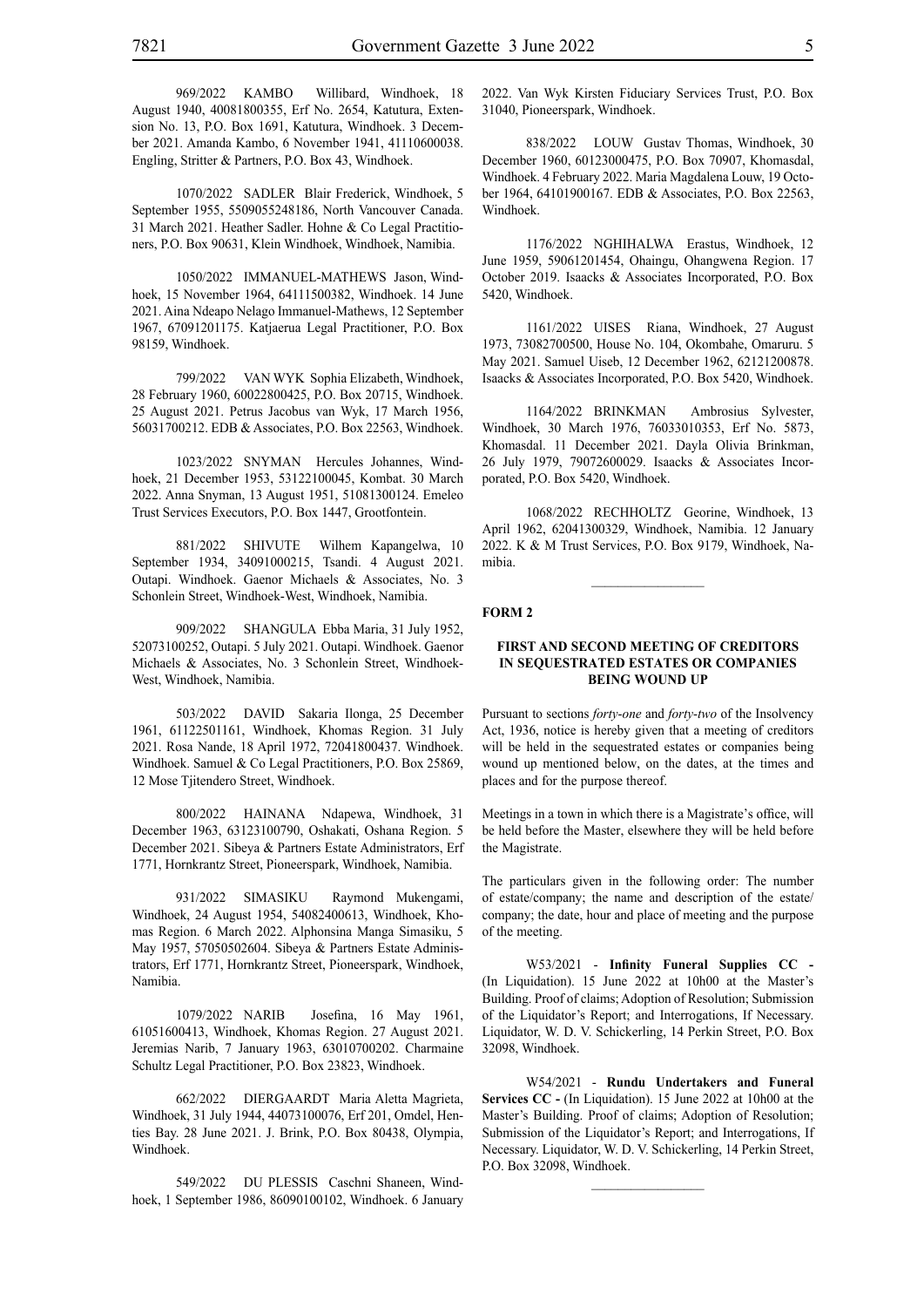969/2022 KAMBO Willibard, Windhoek, 18 August 1940, 40081800355, Erf No. 2654, Katutura, Extension No. 13, P.O. Box 1691, Katutura, Windhoek. 3 December 2021. Amanda Kambo, 6 November 1941, 41110600038. Engling, Stritter & Partners, P.O. Box 43, Windhoek.

1070/2022 SADLER Blair Frederick, Windhoek, 5 September 1955, 5509055248186, North Vancouver Canada. 31 March 2021. Heather Sadler. Hohne & Co Legal Practitioners, P.O. Box 90631, Klein Windhoek, Windhoek, Namibia.

1050/2022 IMMANUEL-MATHEWS Jason, Windhoek, 15 November 1964, 64111500382, Windhoek. 14 June 2021. Aina Ndeapo Nelago Immanuel-Mathews, 12 September 1967, 67091201175. Katjaerua Legal Practitioner, P.O. Box 98159, Windhoek.

799/2022 VAN WYK Sophia Elizabeth, Windhoek, 28 February 1960, 60022800425, P.O. Box 20715, Windhoek. 25 August 2021. Petrus Jacobus van Wyk, 17 March 1956, 56031700212. EDB & Associates, P.O. Box 22563, Windhoek.

1023/2022 SNYMAN Hercules Johannes, Windhoek, 21 December 1953, 53122100045, Kombat. 30 March 2022. Anna Snyman, 13 August 1951, 51081300124. Emeleo Trust Services Executors, P.O. Box 1447, Grootfontein.

881/2022 SHIVUTE Wilhem Kapangelwa, 10 September 1934, 34091000215, Tsandi. 4 August 2021. Outapi. Windhoek. Gaenor Michaels & Associates, No. 3 Schonlein Street, Windhoek-West, Windhoek, Namibia.

909/2022 SHANGULA Ebba Maria, 31 July 1952, 52073100252, Outapi. 5 July 2021. Outapi. Windhoek. Gaenor Michaels & Associates, No. 3 Schonlein Street, Windhoek-West, Windhoek, Namibia.

503/2022 DAVID Sakaria Ilonga, 25 December 1961, 61122501161, Windhoek, Khomas Region. 31 July 2021. Rosa Nande, 18 April 1972, 72041800437. Windhoek. Windhoek. Samuel & Co Legal Practitioners, P.O. Box 25869, 12 Mose Tjitendero Street, Windhoek.

800/2022 HAINANA Ndapewa, Windhoek, 31 December 1963, 63123100790, Oshakati, Oshana Region. 5 December 2021. Sibeya & Partners Estate Administrators, Erf 1771, Hornkrantz Street, Pioneerspark, Windhoek, Namibia.

931/2022 SIMASIKU Raymond Mukengami, Windhoek, 24 August 1954, 54082400613, Windhoek, Khomas Region. 6 March 2022. Alphonsina Manga Simasiku, 5 May 1957, 57050502604. Sibeya & Partners Estate Administrators, Erf 1771, Hornkrantz Street, Pioneerspark, Windhoek, Namibia.

1079/2022 NARIB Josefina, 16 May 1961, 61051600413, Windhoek, Khomas Region. 27 August 2021. Jeremias Narib, 7 January 1963, 63010700202. Charmaine Schultz Legal Practitioner, P.O. Box 23823, Windhoek.

662/2022 DIERGAARDT Maria Aletta Magrieta, Windhoek, 31 July 1944, 44073100076, Erf 201, Omdel, Henties Bay. 28 June 2021. J. Brink, P.O. Box 80438, Olympia, Windhoek.

549/2022 DU PLESSIS Caschni Shaneen, Windhoek, 1 September 1986, 86090100102, Windhoek. 6 January 2022. Van Wyk Kirsten Fiduciary Services Trust, P.O. Box 31040, Pioneerspark, Windhoek.

838/2022 LOUW Gustav Thomas, Windhoek, 30 December 1960, 60123000475, P.O. Box 70907, Khomasdal, Windhoek. 4 February 2022. Maria Magdalena Louw, 19 October 1964, 64101900167. EDB & Associates, P.O. Box 22563, Windhoek.

1176/2022 NGHIHALWA Erastus, Windhoek, 12 June 1959, 59061201454, Ohaingu, Ohangwena Region. 17 October 2019. Isaacks & Associates Incorporated, P.O. Box 5420, Windhoek.

1161/2022 UISES Riana, Windhoek, 27 August 1973, 73082700500, House No. 104, Okombahe, Omaruru. 5 May 2021. Samuel Uiseb, 12 December 1962, 62121200878. Isaacks & Associates Incorporated, P.O. Box 5420, Windhoek.

1164/2022 BRINKMAN Ambrosius Sylvester, Windhoek, 30 March 1976, 76033010353, Erf No. 5873, Khomasdal. 11 December 2021. Dayla Olivia Brinkman, 26 July 1979, 79072600029. Isaacks & Associates Incorporated, P.O. Box 5420, Windhoek.

1068/2022 RECHHOLTZ Georine, Windhoek, 13 April 1962, 62041300329, Windhoek, Namibia. 12 January 2022. K & M Trust Services, P.O. Box 9179, Windhoek, Namibia.

---

**FORM 2**

**FIRST AND SECOND MEETING OF CREDITORS IN SEQUESTRATED ESTATES OR COMPANIES BEING WOUND UP**

Pursuant to sections *forty-one* and *forty-two* of the Insolvency Act, 1936, notice is hereby given that a meeting of creditors will be held in the sequestrated estates or companies being wound up mentioned below, on the dates, at the times and places and for the purpose thereof.

Meetings in a town in which there is a Magistrate's office, will be held before the Master, elsewhere they will be held before the Magistrate.

The particulars given in the following order: The number of estate/company; the name and description of the estate/company; the date, hour and place of meeting and the purpose of the meeting.

W53/2021 - **Infinity Funeral Supplies CC -** (In Liquidation). 15 June 2022 at 10h00 at the Master's Building. Proof of claims; Adoption of Resolution; Submission of the Liquidator's Report; and Interrogations, If Necessary. Liquidator, W. D. V. Schickerling, 14 Perkin Street, P.O. Box 32098, Windhoek.

W54/2021 - **Rundu Undertakers and Funeral Services CC -** (In Liquidation). 15 June 2022 at 10h00 at the Master's Building. Proof of claims; Adoption of Resolution; Submission of the Liquidator's Report; and Interrogations, If Necessary. Liquidator, W. D. V. Schickerling, 14 Perkin Street, P.O. Box 32098, Windhoek.

---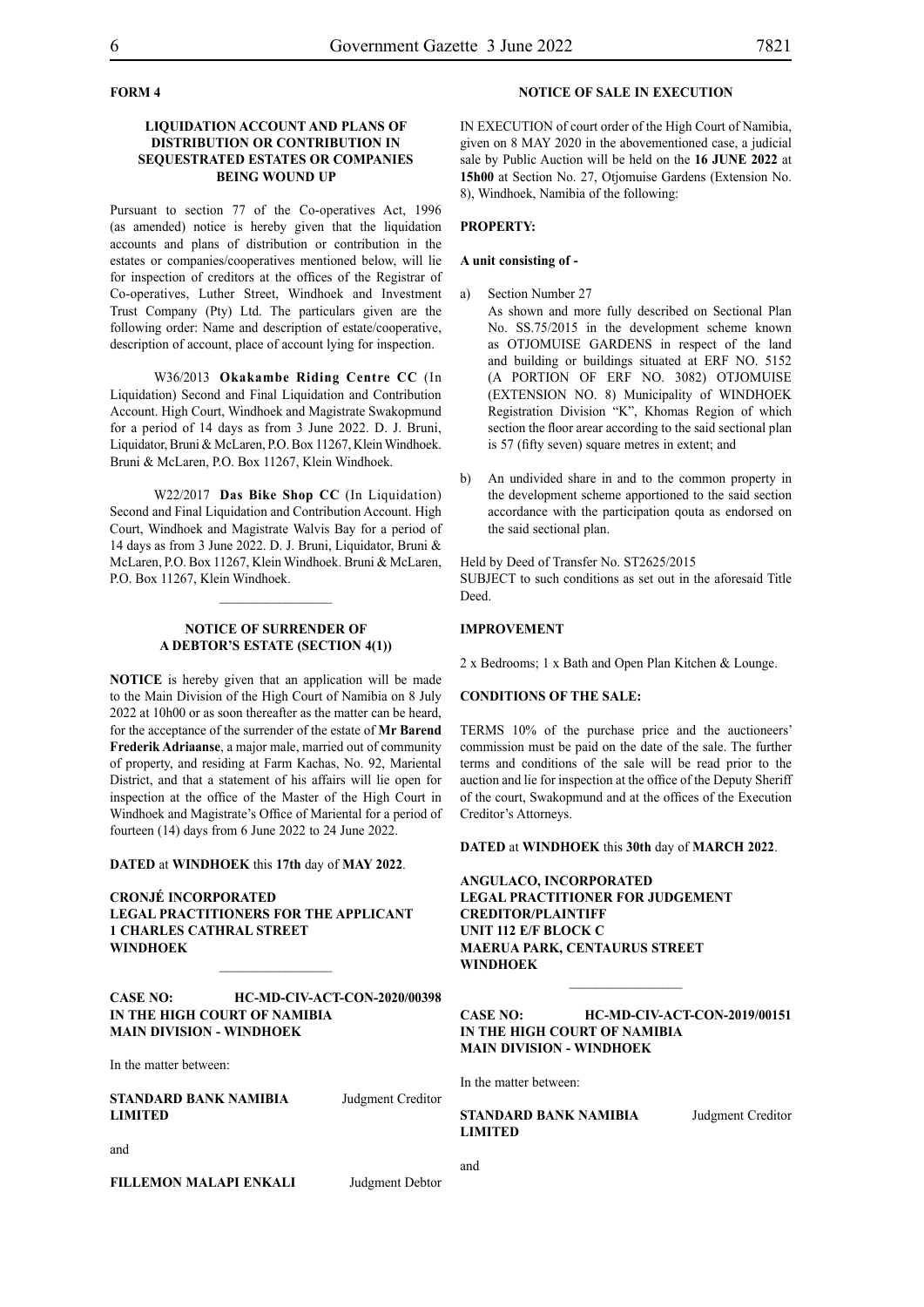**FORM 4**

**LIQUIDATION ACCOUNT AND PLANS OF DISTRIBUTION OR CONTRIBUTION IN SEQUESTRATED ESTATES OR COMPANIES BEING WOUND UP**

Pursuant to section 77 of the Co-operatives Act, 1996 (as amended) notice is hereby given that the liquidation accounts and plans of distribution or contribution in the estates or companies/cooperatives mentioned below, will lie for inspection of creditors at the offices of the Registrar of Co-operatives, Luther Street, Windhoek and Investment Trust Company (Pty) Ltd. The particulars given are the following order: Name and description of estate/cooperative, description of account, place of account lying for inspection.

W36/2013 **Okakambe Riding Centre CC** (In Liquidation) Second and Final Liquidation and Contribution Account. High Court, Windhoek and Magistrate Swakopmund for a period of 14 days as from 3 June 2022. D. J. Bruni, Liquidator, Bruni & McLaren, P.O. Box 11267, Klein Windhoek. Bruni & McLaren, P.O. Box 11267, Klein Windhoek.

W22/2017 **Das Bike Shop CC** (In Liquidation) Second and Final Liquidation and Contribution Account. High Court, Windhoek and Magistrate Walvis Bay for a period of 14 days as from 3 June 2022. D. J. Bruni, Liquidator, Bruni & McLaren, P.O. Box 11267, Klein Windhoek. Bruni & McLaren, P.O. Box 11267, Klein Windhoek.

---

**NOTICE OF SURRENDER OF A DEBTOR'S ESTATE (SECTION 4(1))**

**NOTICE** is hereby given that an application will be made to the Main Division of the High Court of Namibia on 8 July 2022 at 10h00 or as soon thereafter as the matter can be heard, for the acceptance of the surrender of the estate of **Mr Barend Frederik Adriaanse**, a major male, married out of community of property, and residing at Farm Kachas, No. 92, Mariental District, and that a statement of his affairs will lie open for inspection at the office of the Master of the High Court in Windhoek and Magistrate's Office of Mariental for a period of fourteen (14) days from 6 June 2022 to 24 June 2022.

**DATED** at **WINDHOEK** this **17th** day of **MAY 2022**.

**CRONJÉ INCORPORATED**
**LEGAL PRACTITIONERS FOR THE APPLICANT**
**1 CHARLES CATHRAL STREET**
**WINDHOEK**

---

**CASE NO: HC-MD-CIV-ACT-CON-2020/00398**
**IN THE HIGH COURT OF NAMIBIA**
**MAIN DIVISION - WINDHOEK**

In the matter between:

**STANDARD BANK NAMIBIA LIMITED** — Judgment Creditor

and

**FILLEMON MALAPI ENKALI** — Judgment Debtor

**NOTICE OF SALE IN EXECUTION**

IN EXECUTION of court order of the High Court of Namibia, given on 8 MAY 2020 in the abovementioned case, a judicial sale by Public Auction will be held on the **16 JUNE 2022** at **15h00** at Section No. 27, Otjomuise Gardens (Extension No. 8), Windhoek, Namibia of the following:

**PROPERTY:**

**A unit consisting of -**

a) Section Number 27
As shown and more fully described on Sectional Plan No. SS.75/2015 in the development scheme known as OTJOMUISE GARDENS in respect of the land and building or buildings situated at ERF NO. 5152 (A PORTION OF ERF NO. 3082) OTJOMUISE (EXTENSION NO. 8) Municipality of WINDHOEK Registration Division "K", Khomas Region of which section the floor arear according to the said sectional plan is 57 (fifty seven) square metres in extent; and

b) An undivided share in and to the common property in the development scheme apportioned to the said section accordance with the participation qouta as endorsed on the said sectional plan.

Held by Deed of Transfer No. ST2625/2015
SUBJECT to such conditions as set out in the aforesaid Title Deed.

**IMPROVEMENT**

2 x Bedrooms; 1 x Bath and Open Plan Kitchen & Lounge.

**CONDITIONS OF THE SALE:**

TERMS 10% of the purchase price and the auctioneers' commission must be paid on the date of the sale. The further terms and conditions of the sale will be read prior to the auction and lie for inspection at the office of the Deputy Sheriff of the court, Swakopmund and at the offices of the Execution Creditor's Attorneys.

**DATED** at **WINDHOEK** this **30th** day of **MARCH 2022**.

**ANGULACO, INCORPORATED**
**LEGAL PRACTITIONER FOR JUDGEMENT CREDITOR/PLAINTIFF**
**UNIT 112 E/F BLOCK C**
**MAERUA PARK, CENTAURUS STREET**
**WINDHOEK**

---

**CASE NO: HC-MD-CIV-ACT-CON-2019/00151**
**IN THE HIGH COURT OF NAMIBIA**
**MAIN DIVISION - WINDHOEK**

In the matter between:

**STANDARD BANK NAMIBIA LIMITED** — Judgment Creditor

and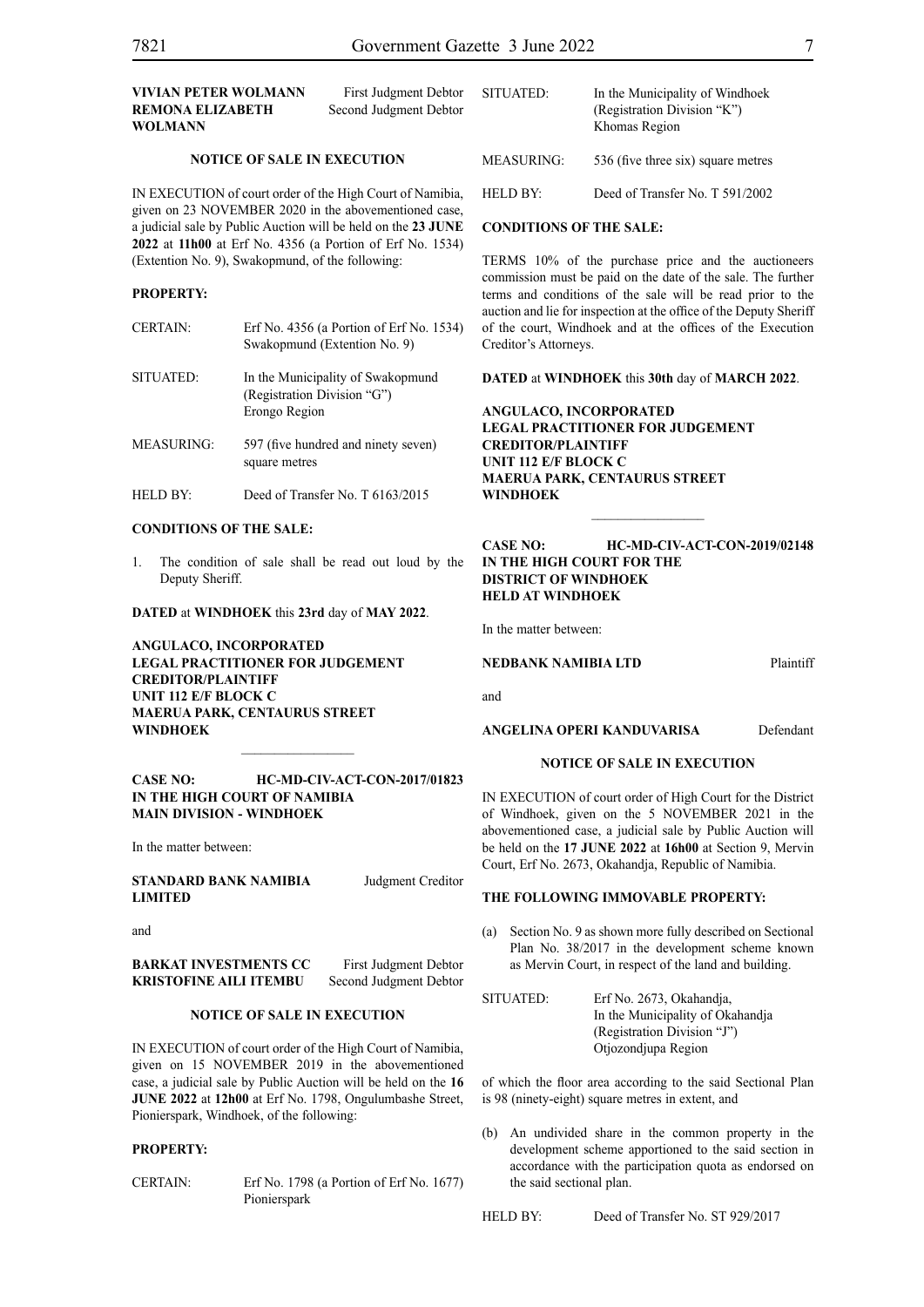| | |
|---|---|
| **VIVIAN PETER WOLMANN** | First Judgment Debtor |
| **REMONA ELIZABETH WOLMANN** | Second Judgment Debtor |

**NOTICE OF SALE IN EXECUTION**

IN EXECUTION of court order of the High Court of Namibia, given on 23 NOVEMBER 2020 in the abovementioned case, a judicial sale by Public Auction will be held on the **23 JUNE 2022** at **11h00** at Erf No. 4356 (a Portion of Erf No. 1534) (Extention No. 9), Swakopmund, of the following:

**PROPERTY:**

| | |
|---|---|
| CERTAIN: | Erf No. 4356 (a Portion of Erf No. 1534) Swakopmund (Extention No. 9) |
| SITUATED: | In the Municipality of Swakopmund (Registration Division "G") Erongo Region |
| MEASURING: | 597 (five hundred and ninety seven) square metres |
| HELD BY: | Deed of Transfer No. T 6163/2015 |

**CONDITIONS OF THE SALE:**

1. The condition of sale shall be read out loud by the Deputy Sheriff.

**DATED** at **WINDHOEK** this **23rd** day of **MAY 2022**.

**ANGULACO, INCORPORATED**
**LEGAL PRACTITIONER FOR JUDGEMENT CREDITOR/PLAINTIFF**
**UNIT 112 E/F BLOCK C**
**MAERUA PARK, CENTAURUS STREET**
**WINDHOEK**

---

**CASE NO: HC-MD-CIV-ACT-CON-2017/01823**
**IN THE HIGH COURT OF NAMIBIA**
**MAIN DIVISION - WINDHOEK**

In the matter between:

| | |
|---|---|
| **STANDARD BANK NAMIBIA LIMITED** | Judgment Creditor |

and

| | |
|---|---|
| **BARKAT INVESTMENTS CC** | First Judgment Debtor |
| **KRISTOFINE AILI ITEMBU** | Second Judgment Debtor |

**NOTICE OF SALE IN EXECUTION**

IN EXECUTION of court order of the High Court of Namibia, given on 15 NOVEMBER 2019 in the abovementioned case, a judicial sale by Public Auction will be held on the **16 JUNE 2022** at **12h00** at Erf No. 1798, Ongulumbashe Street, Pionierspark, Windhoek, of the following:

**PROPERTY:**

| | |
|---|---|
| CERTAIN: | Erf No. 1798 (a Portion of Erf No. 1677) Pionierspark |
| SITUATED: | In the Municipality of Windhoek (Registration Division "K") Khomas Region |
| MEASURING: | 536 (five three six) square metres |
| HELD BY: | Deed of Transfer No. T 591/2002 |

**CONDITIONS OF THE SALE:**

TERMS 10% of the purchase price and the auctioneers commission must be paid on the date of the sale. The further terms and conditions of the sale will be read prior to the auction and lie for inspection at the office of the Deputy Sheriff of the court, Windhoek and at the offices of the Execution Creditor's Attorneys.

**DATED** at **WINDHOEK** this **30th** day of **MARCH 2022**.

**ANGULACO, INCORPORATED**
**LEGAL PRACTITIONER FOR JUDGEMENT CREDITOR/PLAINTIFF**
**UNIT 112 E/F BLOCK C**
**MAERUA PARK, CENTAURUS STREET**
**WINDHOEK**

---

**CASE NO: HC-MD-CIV-ACT-CON-2019/02148**
**IN THE HIGH COURT FOR THE DISTRICT OF WINDHOEK**
**HELD AT WINDHOEK**

In the matter between:

| | |
|---|---|
| **NEDBANK NAMIBIA LTD** | Plaintiff |

and

| | |
|---|---|
| **ANGELINA OPERI KANDUVARISA** | Defendant |

**NOTICE OF SALE IN EXECUTION**

IN EXECUTION of court order of High Court for the District of Windhoek, given on the 5 NOVEMBER 2021 in the abovementioned case, a judicial sale by Public Auction will be held on the **17 JUNE 2022** at **16h00** at Section 9, Mervin Court, Erf No. 2673, Okahandja, Republic of Namibia.

**THE FOLLOWING IMMOVABLE PROPERTY:**

(a) Section No. 9 as shown more fully described on Sectional Plan No. 38/2017 in the development scheme known as Mervin Court, in respect of the land and building.

| | |
|---|---|
| SITUATED: | Erf No. 2673, Okahandja, In the Municipality of Okahandja (Registration Division "J") Otjozondjupa Region |

of which the floor area according to the said Sectional Plan is 98 (ninety-eight) square metres in extent, and

(b) An undivided share in the common property in the development scheme apportioned to the said section in accordance with the participation quota as endorsed on the said sectional plan.

| | |
|---|---|
| HELD BY: | Deed of Transfer No. ST 929/2017 |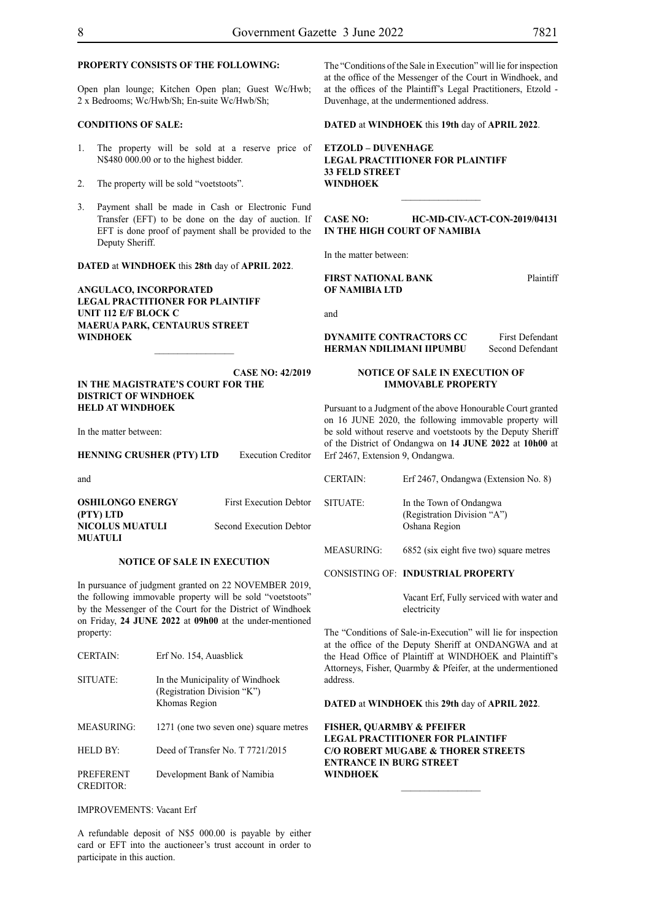**PROPERTY CONSISTS OF THE FOLLOWING:**

Open plan lounge; Kitchen Open plan; Guest Wc/Hwb; 2 x Bedrooms; Wc/Hwb/Sh; En-suite Wc/Hwb/Sh;

**CONDITIONS OF SALE:**

1. The property will be sold at a reserve price of N$480 000.00 or to the highest bidder.

2. The property will be sold "voetstoots".

3. Payment shall be made in Cash or Electronic Fund Transfer (EFT) to be done on the day of auction. If EFT is done proof of payment shall be provided to the Deputy Sheriff.

**DATED** at **WINDHOEK** this **28th** day of **APRIL 2022**.

**ANGULACO, INCORPORATED**
**LEGAL PRACTITIONER FOR PLAINTIFF**
**UNIT 112 E/F BLOCK C**
**MAERUA PARK, CENTAURUS STREET**
**WINDHOEK**

---

**CASE NO: 42/2019**

**IN THE MAGISTRATE'S COURT FOR THE DISTRICT OF WINDHOEK HELD AT WINDHOEK**

In the matter between:

**HENNING CRUSHER (PTY) LTD** Execution Creditor

and

**OSHILONGO ENERGY (PTY) LTD** First Execution Debtor
**NICOLUS MUATULI MUATULI** Second Execution Debtor

**NOTICE OF SALE IN EXECUTION**

In pursuance of judgment granted on 22 NOVEMBER 2019, the following immovable property will be sold "voetstoots" by the Messenger of the Court for the District of Windhoek on Friday, **24 JUNE 2022** at **09h00** at the under-mentioned property:

| | |
|---|---|
| CERTAIN: | Erf No. 154, Auasblick |
| SITUATE: | In the Municipality of Windhoek (Registration Division "K") Khomas Region |
| MEASURING: | 1271 (one two seven one) square metres |
| HELD BY: | Deed of Transfer No. T 7721/2015 |
| PREFERENT CREDITOR: | Development Bank of Namibia |

IMPROVEMENTS: Vacant Erf

A refundable deposit of N$5 000.00 is payable by either card or EFT into the auctioneer's trust account in order to participate in this auction.

The "Conditions of the Sale in Execution" will lie for inspection at the office of the Messenger of the Court in Windhoek, and at the offices of the Plaintiff's Legal Practitioners, Etzold - Duvenhage, at the undermentioned address.

**DATED** at **WINDHOEK** this **19th** day of **APRIL 2022**.

**ETZOLD – DUVENHAGE**
**LEGAL PRACTITIONER FOR PLAINTIFF**
**33 FELD STREET**
**WINDHOEK**

---

**CASE NO: HC-MD-CIV-ACT-CON-2019/04131**
**IN THE HIGH COURT OF NAMIBIA**

In the matter between:

**FIRST NATIONAL BANK OF NAMIBIA LTD** Plaintiff

and

**DYNAMITE CONTRACTORS CC** First Defendant
**HERMAN NDILIMANI IIPUMBU** Second Defendant

**NOTICE OF SALE IN EXECUTION OF IMMOVABLE PROPERTY**

Pursuant to a Judgment of the above Honourable Court granted on 16 JUNE 2020, the following immovable property will be sold without reserve and voetstoots by the Deputy Sheriff of the District of Ondangwa on **14 JUNE 2022** at **10h00** at Erf 2467, Extension 9, Ondangwa.

| | |
|---|---|
| CERTAIN: | Erf 2467, Ondangwa (Extension No. 8) |
| SITUATE: | In the Town of Ondangwa (Registration Division "A") Oshana Region |
| MEASURING: | 6852 (six eight five two) square metres |
| CONSISTING OF: | **INDUSTRIAL PROPERTY** |
| | Vacant Erf, Fully serviced with water and electricity |

The "Conditions of Sale-in-Execution" will lie for inspection at the office of the Deputy Sheriff at ONDANGWA and at the Head Office of Plaintiff at WINDHOEK and Plaintiff's Attorneys, Fisher, Quarmby & Pfeifer, at the undermentioned address.

**DATED** at **WINDHOEK** this **29th** day of **APRIL 2022**.

**FISHER, QUARMBY & PFEIFER**
**LEGAL PRACTITIONER FOR PLAINTIFF**
**C/O ROBERT MUGABE & THORER STREETS**
**ENTRANCE IN BURG STREET**
**WINDHOEK**

---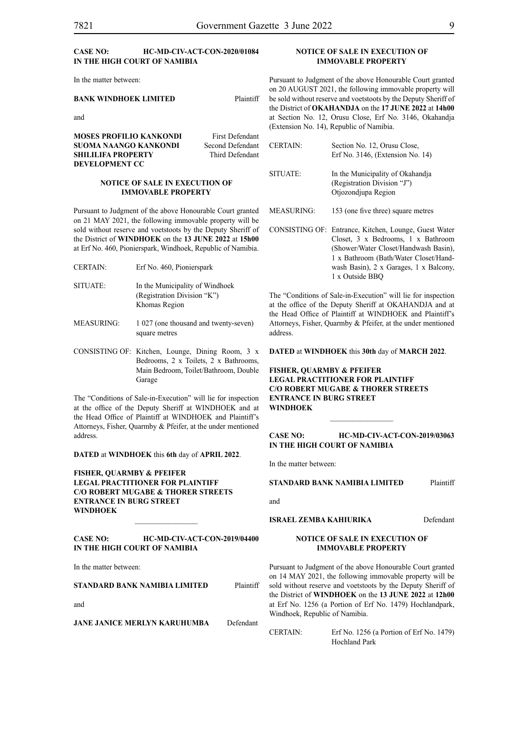**CASE NO: HC-MD-CIV-ACT-CON-2020/01084**
**IN THE HIGH COURT OF NAMIBIA**

In the matter between:

**BANK WINDHOEK LIMITED** Plaintiff

and

**MOSES PROFILIO KANKONDI** First Defendant
**SUOMA NAANGO KANKONDI** Second Defendant
**SHILILIFA PROPERTY DEVELOPMENT CC** Third Defendant

**NOTICE OF SALE IN EXECUTION OF IMMOVABLE PROPERTY**

Pursuant to Judgment of the above Honourable Court granted on 21 MAY 2021, the following immovable property will be sold without reserve and voetstoots by the Deputy Sheriff of the District of **WINDHOEK** on the **13 JUNE 2022** at **15h00** at Erf No. 460, Pionierspark, Windhoek, Republic of Namibia.

| | |
|---|---|
| CERTAIN: | Erf No. 460, Pionierspark |
| SITUATE: | In the Municipality of Windhoek (Registration Division "K") Khomas Region |
| MEASURING: | 1 027 (one thousand and twenty-seven) square metres |
| CONSISTING OF: | Kitchen, Lounge, Dining Room, 3 x Bedrooms, 2 x Toilets, 2 x Bathrooms, Main Bedroom, Toilet/Bathroom, Double Garage |

The "Conditions of Sale-in-Execution" will lie for inspection at the office of the Deputy Sheriff at WINDHOEK and at the Head Office of Plaintiff at WINDHOEK and Plaintiff's Attorneys, Fisher, Quarmby & Pfeifer, at the under mentioned address.

**DATED** at **WINDHOEK** this **6th** day of **APRIL 2022**.

**FISHER, QUARMBY & PFEIFER**
**LEGAL PRACTITIONER FOR PLAINTIFF**
**C/O ROBERT MUGABE & THORER STREETS**
**ENTRANCE IN BURG STREET**
**WINDHOEK**

---

**CASE NO: HC-MD-CIV-ACT-CON-2019/04400**
**IN THE HIGH COURT OF NAMIBIA**

In the matter between:

**STANDARD BANK NAMIBIA LIMITED** Plaintiff

and

**JANE JANICE MERLYN KARUHUMBA** Defendant

**NOTICE OF SALE IN EXECUTION OF IMMOVABLE PROPERTY**

Pursuant to Judgment of the above Honourable Court granted on 20 AUGUST 2021, the following immovable property will be sold without reserve and voetstoots by the Deputy Sheriff of the District of **OKAHANDJA** on the **17 JUNE 2022** at **14h00** at Section No. 12, Orusu Close, Erf No. 3146, Okahandja (Extension No. 14), Republic of Namibia.

| | |
|---|---|
| CERTAIN: | Section No. 12, Orusu Close, Erf No. 3146, (Extension No. 14) |
| SITUATE: | In the Municipality of Okahandja (Registration Division "J") Otjozondjupa Region |
| MEASURING: | 153 (one five three) square metres |
| CONSISTING OF: | Entrance, Kitchen, Lounge, Guest Water Closet, 3 x Bedrooms, 1 x Bathroom (Shower/Water Closet/Handwash Basin), 1 x Bathroom (Bath/Water Closet/Handwash Basin), 2 x Garages, 1 x Balcony, 1 x Outside BBQ |

The "Conditions of Sale-in-Execution" will lie for inspection at the office of the Deputy Sheriff at OKAHANDJA and at the Head Office of Plaintiff at WINDHOEK and Plaintiff's Attorneys, Fisher, Quarmby & Pfeifer, at the under mentioned address.

**DATED** at **WINDHOEK** this **30th** day of **MARCH 2022**.

**FISHER, QUARMBY & PFEIFER**
**LEGAL PRACTITIONER FOR PLAINTIFF**
**C/O ROBERT MUGABE & THORER STREETS**
**ENTRANCE IN BURG STREET**
**WINDHOEK**

---

**CASE NO: HC-MD-CIV-ACT-CON-2019/03063**
**IN THE HIGH COURT OF NAMIBIA**

In the matter between:

**STANDARD BANK NAMIBIA LIMITED** Plaintiff

and

**ISRAEL ZEMBA KAHIURIKA** Defendant

**NOTICE OF SALE IN EXECUTION OF IMMOVABLE PROPERTY**

Pursuant to Judgment of the above Honourable Court granted on 14 MAY 2021, the following immovable property will be sold without reserve and voetstoots by the Deputy Sheriff of the District of **WINDHOEK** on the **13 JUNE 2022** at **12h00** at Erf No. 1256 (a Portion of Erf No. 1479) Hochlandpark, Windhoek, Republic of Namibia.

| | |
|---|---|
| CERTAIN: | Erf No. 1256 (a Portion of Erf No. 1479) Hochland Park |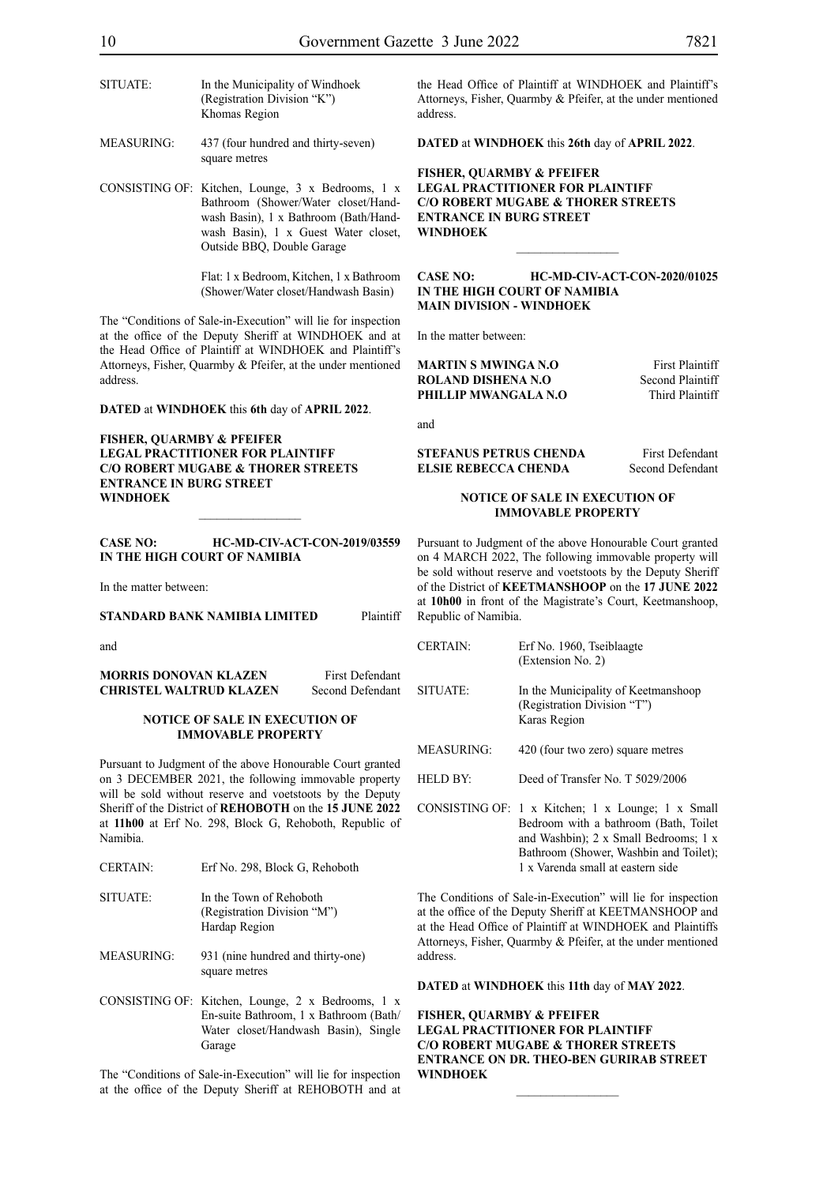| | |
|---|---|
| SITUATE: | In the Municipality of Windhoek (Registration Division "K") Khomas Region |
| MEASURING: | 437 (four hundred and thirty-seven) square metres |
| CONSISTING OF: | Kitchen, Lounge, 3 x Bedrooms, 1 x Bathroom (Shower/Water closet/Handwash Basin), 1 x Bathroom (Bath/Handwash Basin), 1 x Guest Water closet, Outside BBQ, Double Garage<br><br>Flat: 1 x Bedroom, Kitchen, 1 x Bathroom (Shower/Water closet/Handwash Basin) |

The "Conditions of Sale-in-Execution" will lie for inspection at the office of the Deputy Sheriff at WINDHOEK and at the Head Office of Plaintiff at WINDHOEK and Plaintiff's Attorneys, Fisher, Quarmby & Pfeifer, at the under mentioned address.

**DATED** at **WINDHOEK** this **6th** day of **APRIL 2022**.

**FISHER, QUARMBY & PFEIFER**
**LEGAL PRACTITIONER FOR PLAINTIFF**
**C/O ROBERT MUGABE & THORER STREETS**
**ENTRANCE IN BURG STREET**
**WINDHOEK**

---

**CASE NO: HC-MD-CIV-ACT-CON-2019/03559**
**IN THE HIGH COURT OF NAMIBIA**

In the matter between:

**STANDARD BANK NAMIBIA LIMITED** Plaintiff

and

**MORRIS DONOVAN KLAZEN** First Defendant
**CHRISTEL WALTRUD KLAZEN** Second Defendant

**NOTICE OF SALE IN EXECUTION OF IMMOVABLE PROPERTY**

Pursuant to Judgment of the above Honourable Court granted on 3 DECEMBER 2021, the following immovable property will be sold without reserve and voetstoots by the Deputy Sheriff of the District of **REHOBOTH** on the **15 JUNE 2022** at **11h00** at Erf No. 298, Block G, Rehoboth, Republic of Namibia.

| | |
|---|---|
| CERTAIN: | Erf No. 298, Block G, Rehoboth |
| SITUATE: | In the Town of Rehoboth (Registration Division "M") Hardap Region |
| MEASURING: | 931 (nine hundred and thirty-one) square metres |
| CONSISTING OF: | Kitchen, Lounge, 2 x Bedrooms, 1 x En-suite Bathroom, 1 x Bathroom (Bath/Water closet/Handwash Basin), Single Garage |

The "Conditions of Sale-in-Execution" will lie for inspection at the office of the Deputy Sheriff at REHOBOTH and at the Head Office of Plaintiff at WINDHOEK and Plaintiff's Attorneys, Fisher, Quarmby & Pfeifer, at the under mentioned address.

**DATED** at **WINDHOEK** this **26th** day of **APRIL 2022**.

**FISHER, QUARMBY & PFEIFER**
**LEGAL PRACTITIONER FOR PLAINTIFF**
**C/O ROBERT MUGABE & THORER STREETS**
**ENTRANCE IN BURG STREET**
**WINDHOEK**

---

**CASE NO: HC-MD-CIV-ACT-CON-2020/01025**
**IN THE HIGH COURT OF NAMIBIA**
**MAIN DIVISION - WINDHOEK**

In the matter between:

**MARTIN S MWINGA N.O** First Plaintiff
**ROLAND DISHENA N.O** Second Plaintiff
**PHILLIP MWANGALA N.O** Third Plaintiff

and

**STEFANUS PETRUS CHENDA** First Defendant
**ELSIE REBECCA CHENDA** Second Defendant

**NOTICE OF SALE IN EXECUTION OF IMMOVABLE PROPERTY**

Pursuant to Judgment of the above Honourable Court granted on 4 MARCH 2022, The following immovable property will be sold without reserve and voetstoots by the Deputy Sheriff of the District of **KEETMANSHOOP** on the **17 JUNE 2022** at **10h00** in front of the Magistrate's Court, Keetmanshoop, Republic of Namibia.

| | |
|---|---|
| CERTAIN: | Erf No. 1960, Tseiblaagte (Extension No. 2) |
| SITUATE: | In the Municipality of Keetmanshoop (Registration Division "T") Karas Region |
| MEASURING: | 420 (four two zero) square metres |
| HELD BY: | Deed of Transfer No. T 5029/2006 |
| CONSISTING OF: | 1 x Kitchen; 1 x Lounge; 1 x Small Bedroom with a bathroom (Bath, Toilet and Washbin); 2 x Small Bedrooms; 1 x Bathroom (Shower, Washbin and Toilet); 1 x Varenda small at eastern side |

The Conditions of Sale-in-Execution" will lie for inspection at the office of the Deputy Sheriff at KEETMANSHOOP and at the Head Office of Plaintiff at WINDHOEK and Plaintiffs Attorneys, Fisher, Quarmby & Pfeifer, at the under mentioned address.

**DATED** at **WINDHOEK** this **11th** day of **MAY 2022**.

**FISHER, QUARMBY & PFEIFER**
**LEGAL PRACTITIONER FOR PLAINTIFF**
**C/O ROBERT MUGABE & THORER STREETS**
**ENTRANCE ON DR. THEO-BEN GURIRAB STREET**
**WINDHOEK**

---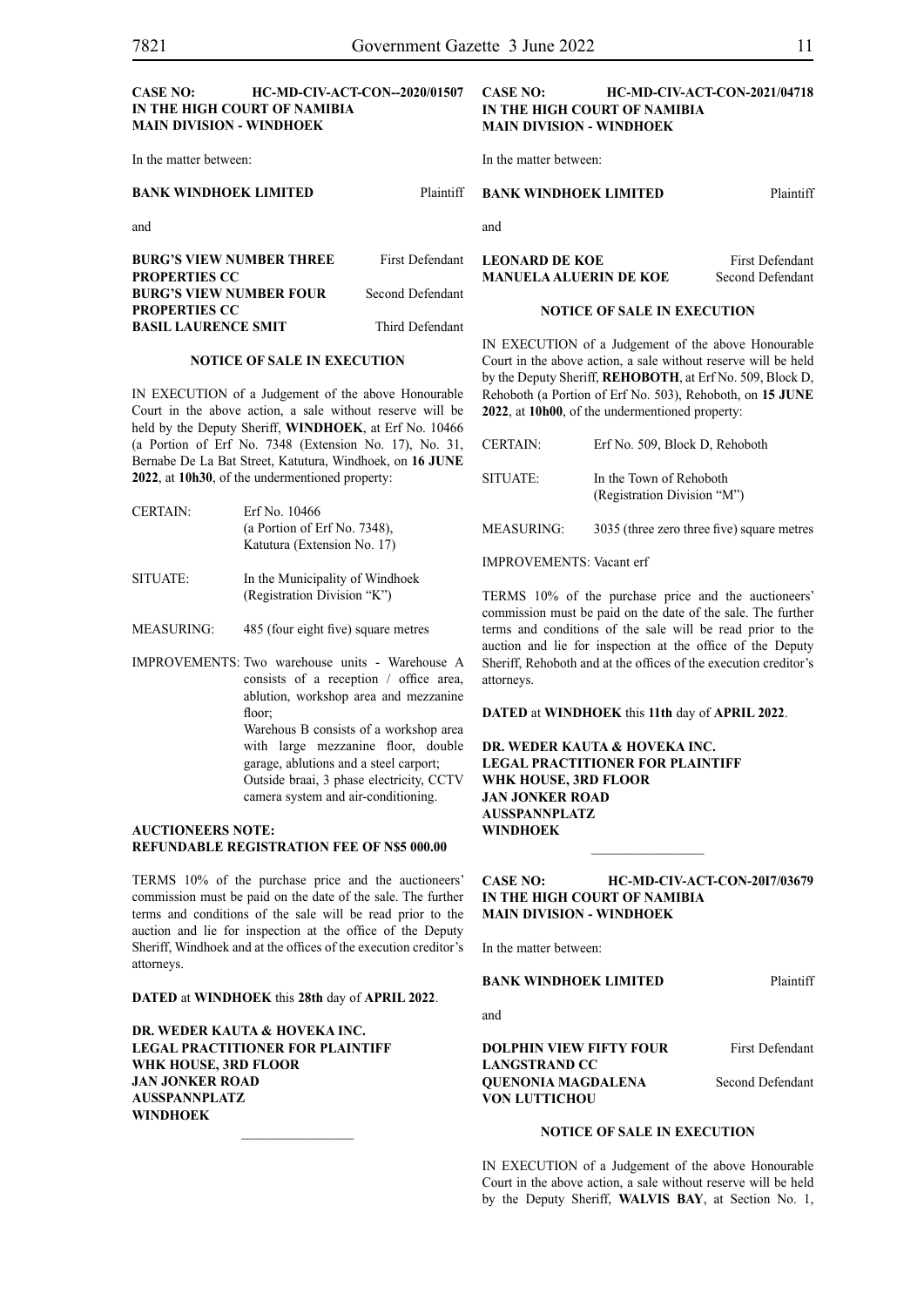**CASE NO: HC-MD-CIV-ACT-CON--2020/01507**
**IN THE HIGH COURT OF NAMIBIA**
**MAIN DIVISION - WINDHOEK**

In the matter between:

**BANK WINDHOEK LIMITED** Plaintiff

and

**BURG'S VIEW NUMBER THREE PROPERTIES CC** First Defendant
**BURG'S VIEW NUMBER FOUR PROPERTIES CC** Second Defendant
**BASIL LAURENCE SMIT** Third Defendant

**NOTICE OF SALE IN EXECUTION**

IN EXECUTION of a Judgement of the above Honourable Court in the above action, a sale without reserve will be held by the Deputy Sheriff, **WINDHOEK**, at Erf No. 10466 (a Portion of Erf No. 7348 (Extension No. 17), No. 31, Bernabe De La Bat Street, Katutura, Windhoek, on **16 JUNE 2022**, at **10h30**, of the undermentioned property:

CERTAIN: Erf No. 10466 (a Portion of Erf No. 7348), Katutura (Extension No. 17)

SITUATE: In the Municipality of Windhoek (Registration Division "K")

MEASURING: 485 (four eight five) square metres

IMPROVEMENTS: Two warehouse units - Warehouse A consists of a reception / office area, ablution, workshop area and mezzanine floor;
Warehous B consists of a workshop area with large mezzanine floor, double garage, ablutions and a steel carport;
Outside braai, 3 phase electricity, CCTV camera system and air-conditioning.

**AUCTIONEERS NOTE:**
**REFUNDABLE REGISTRATION FEE OF N$5 000.00**

TERMS 10% of the purchase price and the auctioneers' commission must be paid on the date of the sale. The further terms and conditions of the sale will be read prior to the auction and lie for inspection at the office of the Deputy Sheriff, Windhoek and at the offices of the execution creditor's attorneys.

**DATED** at **WINDHOEK** this **28th** day of **APRIL 2022**.

**DR. WEDER KAUTA & HOVEKA INC.**
**LEGAL PRACTITIONER FOR PLAINTIFF**
**WHK HOUSE, 3RD FLOOR**
**JAN JONKER ROAD**
**AUSSPANNPLATZ**
**WINDHOEK**

---

**CASE NO: HC-MD-CIV-ACT-CON-2021/04718**
**IN THE HIGH COURT OF NAMIBIA**
**MAIN DIVISION - WINDHOEK**

In the matter between:

**BANK WINDHOEK LIMITED** Plaintiff

and

**LEONARD DE KOE** First Defendant
**MANUELA ALUERIN DE KOE** Second Defendant

**NOTICE OF SALE IN EXECUTION**

IN EXECUTION of a Judgement of the above Honourable Court in the above action, a sale without reserve will be held by the Deputy Sheriff, **REHOBOTH**, at Erf No. 509, Block D, Rehoboth (a Portion of Erf No. 503), Rehoboth, on **15 JUNE 2022**, at **10h00**, of the undermentioned property:

CERTAIN: Erf No. 509, Block D, Rehoboth

SITUATE: In the Town of Rehoboth (Registration Division "M")

MEASURING: 3035 (three zero three five) square metres

IMPROVEMENTS: Vacant erf

TERMS 10% of the purchase price and the auctioneers' commission must be paid on the date of the sale. The further terms and conditions of the sale will be read prior to the auction and lie for inspection at the office of the Deputy Sheriff, Rehoboth and at the offices of the execution creditor's attorneys.

**DATED** at **WINDHOEK** this **11th** day of **APRIL 2022**.

**DR. WEDER KAUTA & HOVEKA INC.**
**LEGAL PRACTITIONER FOR PLAINTIFF**
**WHK HOUSE, 3RD FLOOR**
**JAN JONKER ROAD**
**AUSSPANNPLATZ**
**WINDHOEK**

---

**CASE NO: HC-MD-CIV-ACT-CON-20I7/03679**
**IN THE HIGH COURT OF NAMIBIA**
**MAIN DIVISION - WINDHOEK**

In the matter between:

**BANK WINDHOEK LIMITED** Plaintiff

and

**DOLPHIN VIEW FIFTY FOUR LANGSTRAND CC** First Defendant
**QUENONIA MAGDALENA VON LUTTICHOU** Second Defendant

**NOTICE OF SALE IN EXECUTION**

IN EXECUTION of a Judgement of the above Honourable Court in the above action, a sale without reserve will be held by the Deputy Sheriff, **WALVIS BAY**, at Section No. 1,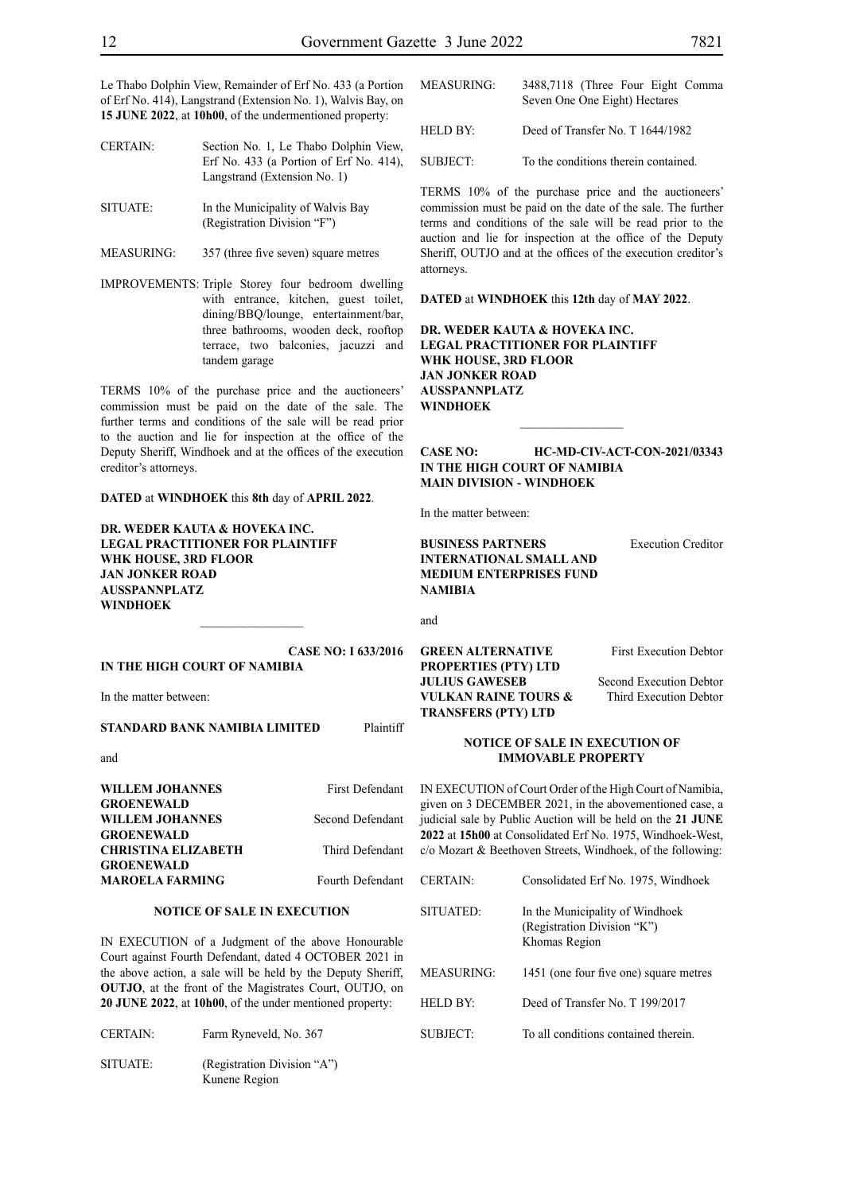Le Thabo Dolphin View, Remainder of Erf No. 433 (a Portion of Erf No. 414), Langstrand (Extension No. 1), Walvis Bay, on **15 JUNE 2022**, at **10h00**, of the undermentioned property:

| | |
|---|---|
| CERTAIN: | Section No. 1, Le Thabo Dolphin View, Erf No. 433 (a Portion of Erf No. 414), Langstrand (Extension No. 1) |
| SITUATE: | In the Municipality of Walvis Bay (Registration Division "F") |
| MEASURING: | 357 (three five seven) square metres |
| IMPROVEMENTS: | Triple Storey four bedroom dwelling with entrance, kitchen, guest toilet, dining/BBQ/lounge, entertainment/bar, three bathrooms, wooden deck, rooftop terrace, two balconies, jacuzzi and tandem garage |

TERMS 10% of the purchase price and the auctioneers' commission must be paid on the date of the sale. The further terms and conditions of the sale will be read prior to the auction and lie for inspection at the office of the Deputy Sheriff, Windhoek and at the offices of the execution creditor's attorneys.

**DATED** at **WINDHOEK** this **8th** day of **APRIL 2022**.

**DR. WEDER KAUTA & HOVEKA INC.**
**LEGAL PRACTITIONER FOR PLAINTIFF**
**WHK HOUSE, 3RD FLOOR**
**JAN JONKER ROAD**
**AUSSPANNPLATZ**
**WINDHOEK**

---

**CASE NO: I 633/2016**
**IN THE HIGH COURT OF NAMIBIA**

In the matter between:

**STANDARD BANK NAMIBIA LIMITED** Plaintiff

and

| | |
|---|---|
| **WILLEM JOHANNES GROENEWALD** | First Defendant |
| **WILLEM JOHANNES GROENEWALD** | Second Defendant |
| **CHRISTINA ELIZABETH GROENEWALD** | Third Defendant |
| **MAROELA FARMING** | Fourth Defendant |

**NOTICE OF SALE IN EXECUTION**

IN EXECUTION of a Judgment of the above Honourable Court against Fourth Defendant, dated 4 OCTOBER 2021 in the above action, a sale will be held by the Deputy Sheriff, **OUTJO**, at the front of the Magistrates Court, OUTJO, on **20 JUNE 2022**, at **10h00**, of the under mentioned property:

| | |
|---|---|
| CERTAIN: | Farm Ryneveld, No. 367 |
| SITUATE: | (Registration Division "A") Kunene Region |
| MEASURING: | 3488,7118 (Three Four Eight Comma Seven One One Eight) Hectares |
| HELD BY: | Deed of Transfer No. T 1644/1982 |
| SUBJECT: | To the conditions therein contained. |

TERMS 10% of the purchase price and the auctioneers' commission must be paid on the date of the sale. The further terms and conditions of the sale will be read prior to the auction and lie for inspection at the office of the Deputy Sheriff, OUTJO and at the offices of the execution creditor's attorneys.

**DATED** at **WINDHOEK** this **12th** day of **MAY 2022**.

**DR. WEDER KAUTA & HOVEKA INC.**
**LEGAL PRACTITIONER FOR PLAINTIFF**
**WHK HOUSE, 3RD FLOOR**
**JAN JONKER ROAD**
**AUSSPANNPLATZ**
**WINDHOEK**

---

**CASE NO: HC-MD-CIV-ACT-CON-2021/03343**
**IN THE HIGH COURT OF NAMIBIA**
**MAIN DIVISION - WINDHOEK**

In the matter between:

**BUSINESS PARTNERS INTERNATIONAL SMALL AND MEDIUM ENTERPRISES FUND NAMIBIA** Execution Creditor

and

| | |
|---|---|
| **GREEN ALTERNATIVE PROPERTIES (PTY) LTD** | First Execution Debtor |
| **JULIUS GAWESEB** | Second Execution Debtor |
| **VULKAN RAINE TOURS & TRANSFERS (PTY) LTD** | Third Execution Debtor |

**NOTICE OF SALE IN EXECUTION OF IMMOVABLE PROPERTY**

IN EXECUTION of Court Order of the High Court of Namibia, given on 3 DECEMBER 2021, in the abovementioned case, a judicial sale by Public Auction will be held on the **21 JUNE 2022** at **15h00** at Consolidated Erf No. 1975, Windhoek-West, c/o Mozart & Beethoven Streets, Windhoek, of the following:

| | |
|---|---|
| CERTAIN: | Consolidated Erf No. 1975, Windhoek |
| SITUATED: | In the Municipality of Windhoek (Registration Division "K") Khomas Region |
| MEASURING: | 1451 (one four five one) square metres |
| HELD BY: | Deed of Transfer No. T 199/2017 |
| SUBJECT: | To all conditions contained therein. |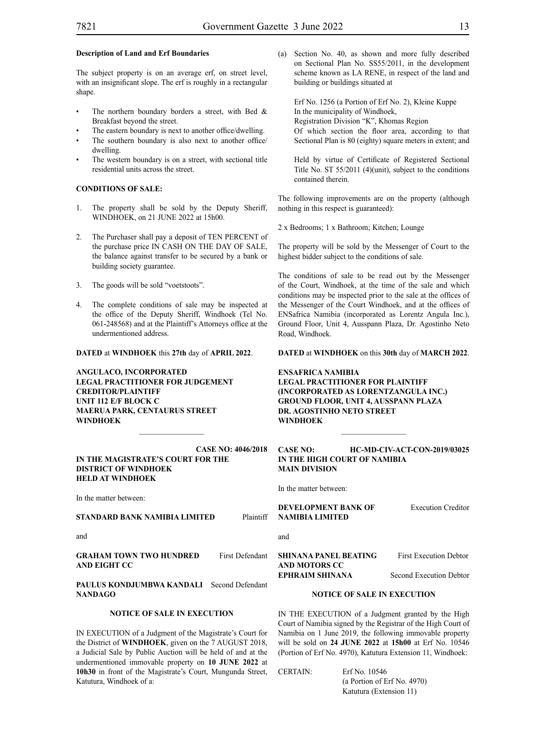**Description of Land and Erf Boundaries**

The subject property is on an average erf, on street level, with an insignificant slope. The erf is roughly in a rectangular shape.

- The northern boundary borders a street, with Bed & Breakfast beyond the street.
- The eastern boundary is next to another office/dwelling.
- The southern boundary is also next to another office/ dwelling.
- The western boundary is on a street, with sectional title residential units across the street.

**CONDITIONS OF SALE:**

1. The property shall be sold by the Deputy Sheriff, WINDHOEK, on 21 JUNE 2022 at 15h00.
2. The Purchaser shall pay a deposit of TEN PERCENT of the purchase price IN CASH ON THE DAY OF SALE, the balance against transfer to be secured by a bank or building society guarantee.
3. The goods will be sold "voetstoots".
4. The complete conditions of sale may be inspected at the office of the Deputy Sheriff, Windhoek (Tel No. 061-248568) and at the Plaintiff's Attorneys office at the undermentioned address.

**DATED** at **WINDHOEK** this **27th** day of **APRIL 2022**.

**ANGULACO, INCORPORATED**
**LEGAL PRACTITIONER FOR JUDGEMENT CREDITOR/PLAINTIFF**
**UNIT 112 E/F BLOCK C**
**MAERUA PARK, CENTAURUS STREET**
**WINDHOEK**

---

**CASE NO: 4046/2018**
**IN THE MAGISTRATE'S COURT FOR THE DISTRICT OF WINDHOEK**
**HELD AT WINDHOEK**

In the matter between:

**STANDARD BANK NAMIBIA LIMITED** Plaintiff

and

**GRAHAM TOWN TWO HUNDRED AND EIGHT CC** First Defendant

**PAULUS KONDJUMBWA KANDALI NANDAGO** Second Defendant

**NOTICE OF SALE IN EXECUTION**

IN EXECUTION of a Judgment of the Magistrate's Court for the District of **WINDHOEK**, given on the 7 AUGUST 2018, a Judicial Sale by Public Auction will be held of and at the undermentioned immovable property on **10 JUNE 2022** at **10h30** in front of the Magistrate's Court, Mungunda Street, Katutura, Windhoek of a:

(a) Section No. 40, as shown and more fully described on Sectional Plan No. SS55/2011, in the development scheme known as LA RENE, in respect of the land and building or buildings situated at

Erf No. 1256 (a Portion of Erf No. 2), Kleine Kuppe
In the municipality of Windhoek,
Registration Division "K", Khomas Region
Of which section the floor area, according to that Sectional Plan is 80 (eighty) square meters in extent; and

Held by virtue of Certificate of Registered Sectional Title No. ST 55/2011 (4)(unit), subject to the conditions contained therein.

The following improvements are on the property (although nothing in this respect is guaranteed):

2 x Bedrooms; 1 x Bathroom; Kitchen; Lounge

The property will be sold by the Messenger of Court to the highest bidder subject to the conditions of sale.

The conditions of sale to be read out by the Messenger of the Court, Windhoek, at the time of the sale and which conditions may be inspected prior to the sale at the offices of the Messenger of the Court Windhoek, and at the offices of ENSafrica Namibia (incorporated as Lorentz Angula Inc.), Ground Floor, Unit 4, Ausspann Plaza, Dr. Agostinho Neto Road, Windhoek.

**DATED** at **WINDHOEK** on this **30th** day of **MARCH 2022**.

**ENSAFRICA NAMIBIA**
**LEGAL PRACTITIONER FOR PLAINTIFF**
**(INCORPORATED AS LORENTZANGULA INC.)**
**GROUND FLOOR, UNIT 4, AUSSPANN PLAZA**
**DR. AGOSTINHO NETO STREET**
**WINDHOEK**

---

**CASE NO: HC-MD-CIV-ACT-CON-2019/03025**
**IN THE HIGH COURT OF NAMIBIA**
**MAIN DIVISION**

In the matter between:

**DEVELOPMENT BANK OF NAMIBIA LIMITED** Execution Creditor

and

**SHINANA PANEL BEATING AND MOTORS CC** First Execution Debtor
**EPHRAIM SHINANA** Second Execution Debtor

**NOTICE OF SALE IN EXECUTION**

IN THE EXECUTION of a Judgment granted by the High Court of Namibia signed by the Registrar of the High Court of Namibia on 1 June 2019, the following immovable property will be sold on **24 JUNE 2022** at **15h00** at Erf No. 10546 (Portion of Erf No. 4970), Katutura Extension 11, Windhoek:

CERTAIN: Erf No. 10546
(a Portion of Erf No. 4970)
Katutura (Extension 11)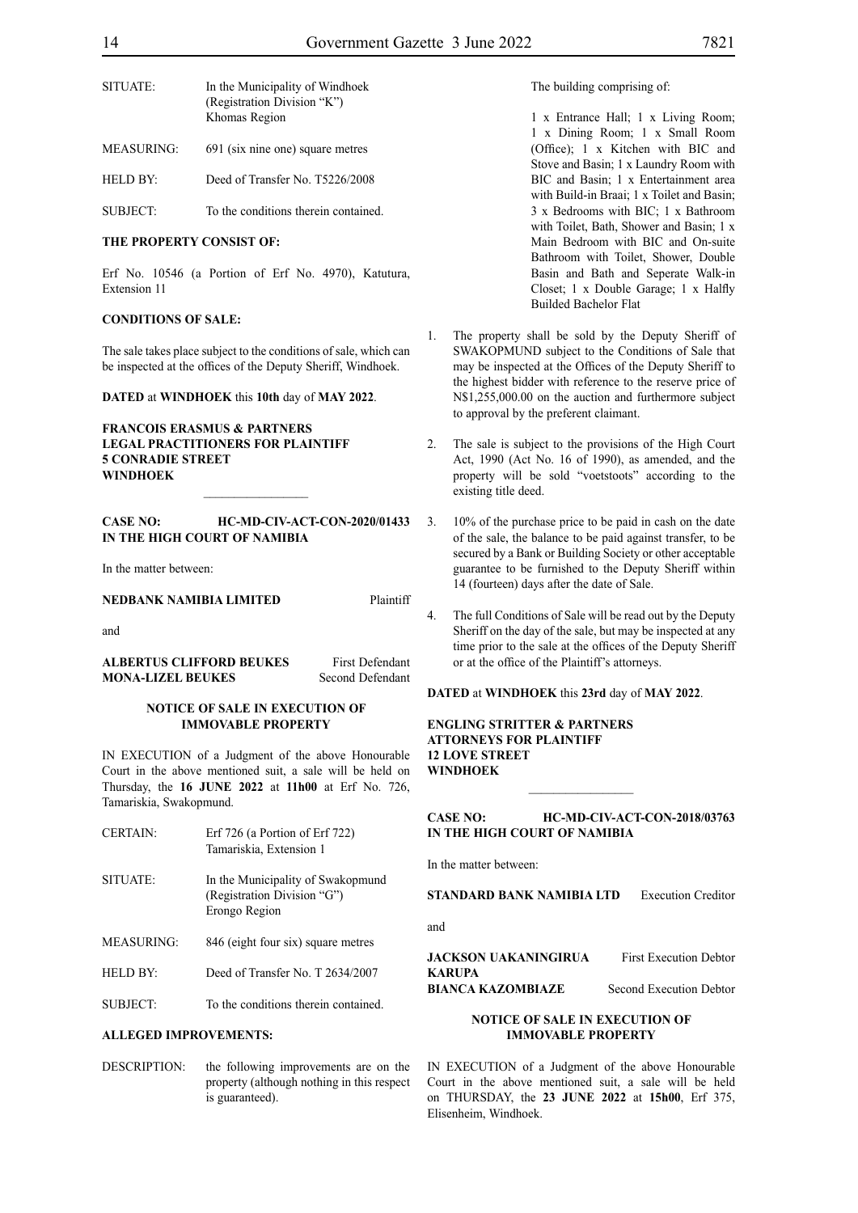| | |
|---|---|
| SITUATE: | In the Municipality of Windhoek (Registration Division "K") Khomas Region |
| MEASURING: | 691 (six nine one) square metres |
| HELD BY: | Deed of Transfer No. T5226/2008 |
| SUBJECT: | To the conditions therein contained. |

**THE PROPERTY CONSIST OF:**

Erf No. 10546 (a Portion of Erf No. 4970), Katutura, Extension 11

**CONDITIONS OF SALE:**

The sale takes place subject to the conditions of sale, which can be inspected at the offices of the Deputy Sheriff, Windhoek.

**DATED** at **WINDHOEK** this **10th** day of **MAY 2022**.

**FRANCOIS ERASMUS & PARTNERS**
**LEGAL PRACTITIONERS FOR PLAINTIFF**
**5 CONRADIE STREET**
**WINDHOEK**

---

**CASE NO: HC-MD-CIV-ACT-CON-2020/01433**
**IN THE HIGH COURT OF NAMIBIA**

In the matter between:

**NEDBANK NAMIBIA LIMITED** Plaintiff

and

**ALBERTUS CLIFFORD BEUKES** First Defendant
**MONA-LIZEL BEUKES** Second Defendant

**NOTICE OF SALE IN EXECUTION OF IMMOVABLE PROPERTY**

IN EXECUTION of a Judgment of the above Honourable Court in the above mentioned suit, a sale will be held on Thursday, the **16 JUNE 2022** at **11h00** at Erf No. 726, Tamariskia, Swakopmund.

| | |
|---|---|
| CERTAIN: | Erf 726 (a Portion of Erf 722) Tamariskia, Extension 1 |
| SITUATE: | In the Municipality of Swakopmund (Registration Division "G") Erongo Region |
| MEASURING: | 846 (eight four six) square metres |
| HELD BY: | Deed of Transfer No. T 2634/2007 |
| SUBJECT: | To the conditions therein contained. |

**ALLEGED IMPROVEMENTS:**

DESCRIPTION: the following improvements are on the property (although nothing in this respect is guaranteed).

The building comprising of:

1 x Entrance Hall; 1 x Living Room; 1 x Dining Room; 1 x Small Room (Office); 1 x Kitchen with BIC and Stove and Basin; 1 x Laundry Room with BIC and Basin; 1 x Entertainment area with Build-in Braai; 1 x Toilet and Basin; 3 x Bedrooms with BIC; 1 x Bathroom with Toilet, Bath, Shower and Basin; 1 x Main Bedroom with BIC and On-suite Bathroom with Toilet, Shower, Double Basin and Bath and Seperate Walk-in Closet; 1 x Double Garage; 1 x Halfly Builded Bachelor Flat

1. The property shall be sold by the Deputy Sheriff of SWAKOPMUND subject to the Conditions of Sale that may be inspected at the Offices of the Deputy Sheriff to the highest bidder with reference to the reserve price of N$1,255,000.00 on the auction and furthermore subject to approval by the preferent claimant.
2. The sale is subject to the provisions of the High Court Act, 1990 (Act No. 16 of 1990), as amended, and the property will be sold "voetstoots" according to the existing title deed.
3. 10% of the purchase price to be paid in cash on the date of the sale, the balance to be paid against transfer, to be secured by a Bank or Building Society or other acceptable guarantee to be furnished to the Deputy Sheriff within 14 (fourteen) days after the date of Sale.
4. The full Conditions of Sale will be read out by the Deputy Sheriff on the day of the sale, but may be inspected at any time prior to the sale at the offices of the Deputy Sheriff or at the office of the Plaintiff's attorneys.

**DATED** at **WINDHOEK** this **23rd** day of **MAY 2022**.

**ENGLING STRITTER & PARTNERS**
**ATTORNEYS FOR PLAINTIFF**
**12 LOVE STREET**
**WINDHOEK**

---

**CASE NO: HC-MD-CIV-ACT-CON-2018/03763**
**IN THE HIGH COURT OF NAMIBIA**

In the matter between:

**STANDARD BANK NAMIBIA LTD** Execution Creditor

and

**JACKSON UAKANINGIRUA KARUPA** First Execution Debtor
**BIANCA KAZOMBIAZE** Second Execution Debtor

**NOTICE OF SALE IN EXECUTION OF IMMOVABLE PROPERTY**

IN EXECUTION of a Judgment of the above Honourable Court in the above mentioned suit, a sale will be held on THURSDAY, the **23 JUNE 2022** at **15h00**, Erf 375, Elisenheim, Windhoek.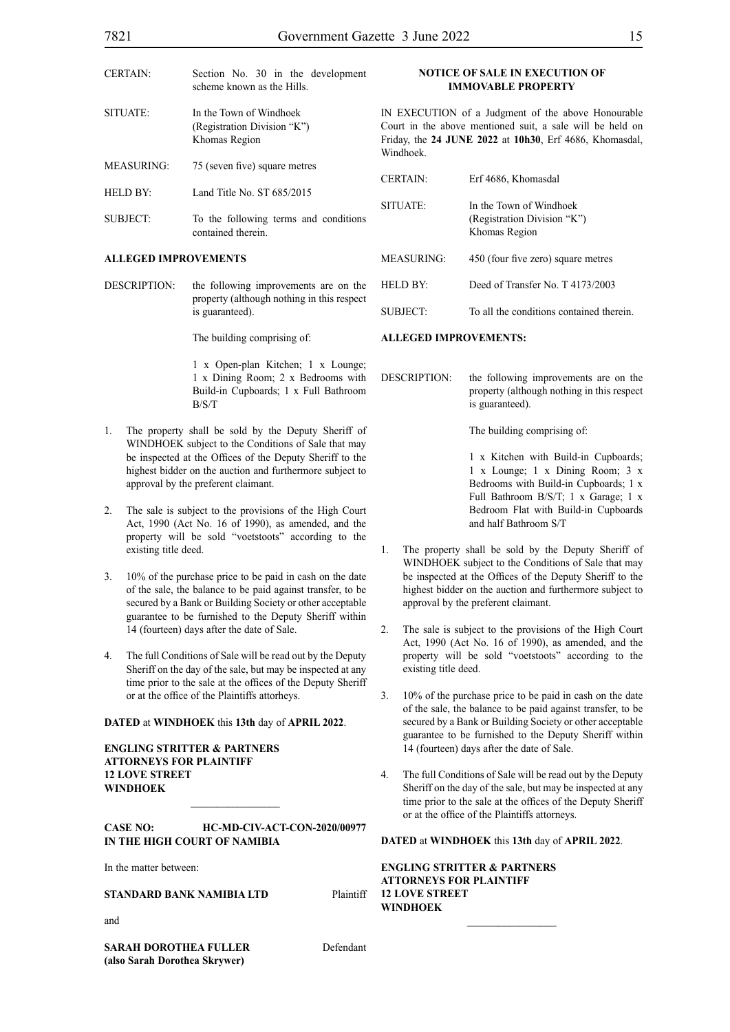| | |
|---|---|
| CERTAIN: | Section No. 30 in the development scheme known as the Hills. |
| SITUATE: | In the Town of Windhoek (Registration Division "K") Khomas Region |
| MEASURING: | 75 (seven five) square metres |
| HELD BY: | Land Title No. ST 685/2015 |
| SUBJECT: | To the following terms and conditions contained therein. |

**ALLEGED IMPROVEMENTS**

DESCRIPTION: the following improvements are on the property (although nothing in this respect is guaranteed).

The building comprising of:

1 x Open-plan Kitchen; 1 x Lounge; 1 x Dining Room; 2 x Bedrooms with Build-in Cupboards; 1 x Full Bathroom B/S/T

1. The property shall be sold by the Deputy Sheriff of WINDHOEK subject to the Conditions of Sale that may be inspected at the Offices of the Deputy Sheriff to the highest bidder on the auction and furthermore subject to approval by the preferent claimant.

2. The sale is subject to the provisions of the High Court Act, 1990 (Act No. 16 of 1990), as amended, and the property will be sold "voetstoots" according to the existing title deed.

3. 10% of the purchase price to be paid in cash on the date of the sale, the balance to be paid against transfer, to be secured by a Bank or Building Society or other acceptable guarantee to be furnished to the Deputy Sheriff within 14 (fourteen) days after the date of Sale.

4. The full Conditions of Sale will be read out by the Deputy Sheriff on the day of the sale, but may be inspected at any time prior to the sale at the offices of the Deputy Sheriff or at the office of the Plaintiffs attorneys.

**DATED** at **WINDHOEK** this **13th** day of **APRIL 2022**.

**ENGLING STRITTER & PARTNERS**
**ATTORNEYS FOR PLAINTIFF**
**12 LOVE STREET**
**WINDHOEK**

---

**CASE NO: HC-MD-CIV-ACT-CON-2020/00977**
**IN THE HIGH COURT OF NAMIBIA**

In the matter between:

**STANDARD BANK NAMIBIA LTD** Plaintiff

and

**SARAH DOROTHEA FULLER** Defendant
**(also Sarah Dorothea Skrywer)**

**NOTICE OF SALE IN EXECUTION OF IMMOVABLE PROPERTY**

IN EXECUTION of a Judgment of the above Honourable Court in the above mentioned suit, a sale will be held on Friday, the **24 JUNE 2022** at **10h30**, Erf 4686, Khomasdal, Windhoek.

| | |
|---|---|
| CERTAIN: | Erf 4686, Khomasdal |
| SITUATE: | In the Town of Windhoek (Registration Division "K") Khomas Region |
| MEASURING: | 450 (four five zero) square metres |
| HELD BY: | Deed of Transfer No. T 4173/2003 |
| SUBJECT: | To all the conditions contained therein. |

**ALLEGED IMPROVEMENTS:**

DESCRIPTION: the following improvements are on the property (although nothing in this respect is guaranteed).

The building comprising of:

1 x Kitchen with Build-in Cupboards; 1 x Lounge; 1 x Dining Room; 3 x Bedrooms with Build-in Cupboards; 1 x Full Bathroom B/S/T; 1 x Garage; 1 x Bedroom Flat with Build-in Cupboards and half Bathroom S/T

1. The property shall be sold by the Deputy Sheriff of WINDHOEK subject to the Conditions of Sale that may be inspected at the Offices of the Deputy Sheriff to the highest bidder on the auction and furthermore subject to approval by the preferent claimant.

2. The sale is subject to the provisions of the High Court Act, 1990 (Act No. 16 of 1990), as amended, and the property will be sold "voetstoots" according to the existing title deed.

3. 10% of the purchase price to be paid in cash on the date of the sale, the balance to be paid against transfer, to be secured by a Bank or Building Society or other acceptable guarantee to be furnished to the Deputy Sheriff within 14 (fourteen) days after the date of Sale.

4. The full Conditions of Sale will be read out by the Deputy Sheriff on the day of the sale, but may be inspected at any time prior to the sale at the offices of the Deputy Sheriff or at the office of the Plaintiffs attorneys.

**DATED** at **WINDHOEK** this **13th** day of **APRIL 2022**.

**ENGLING STRITTER & PARTNERS**
**ATTORNEYS FOR PLAINTIFF**
**12 LOVE STREET**
**WINDHOEK**

---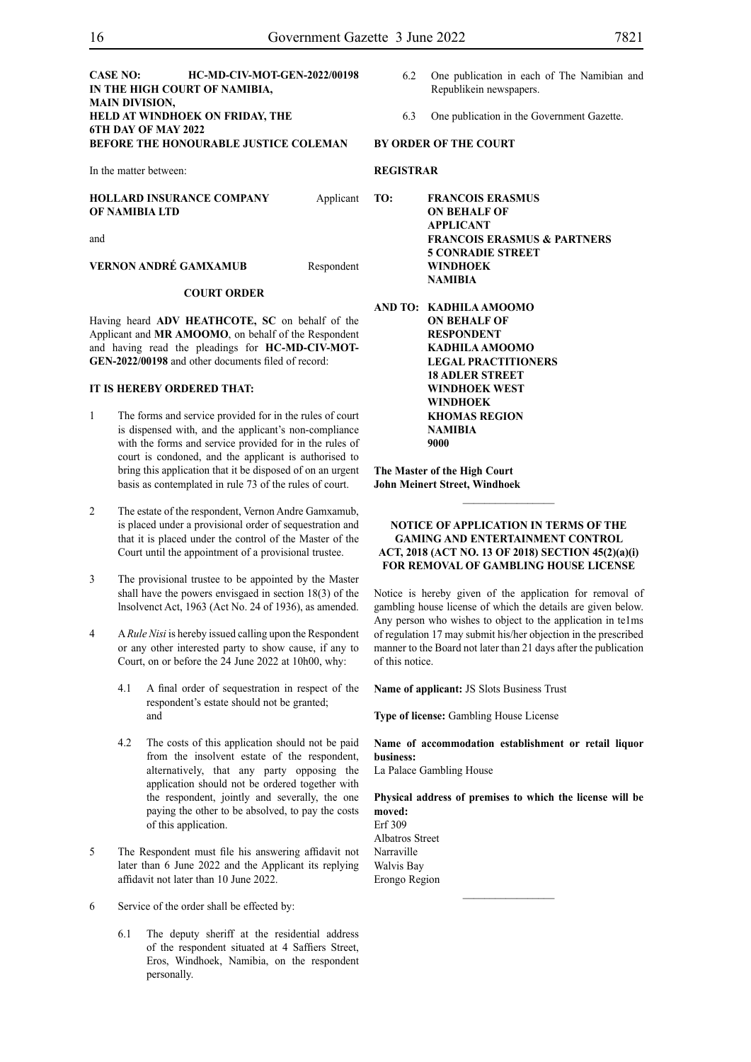**CASE NO: HC-MD-CIV-MOT-GEN-2022/00198**
**IN THE HIGH COURT OF NAMIBIA,**
**MAIN DIVISION,**
**HELD AT WINDHOEK ON FRIDAY, THE 6TH DAY OF MAY 2022**
**BEFORE THE HONOURABLE JUSTICE COLEMAN**

In the matter between:

**HOLLARD INSURANCE COMPANY OF NAMIBIA LTD** Applicant

and

**VERNON ANDRÉ GAMXAMUB** Respondent

**COURT ORDER**

Having heard **ADV HEATHCOTE, SC** on behalf of the Applicant and **MR AMOOMO**, on behalf of the Respondent and having read the pleadings for **HC-MD-CIV-MOT-GEN-2022/00198** and other documents filed of record:

**IT IS HEREBY ORDERED THAT:**

1. The forms and service provided for in the rules of court is dispensed with, and the applicant's non-compliance with the forms and service provided for in the rules of court is condoned, and the applicant is authorised to bring this application that it be disposed of on an urgent basis as contemplated in rule 73 of the rules of court.

2. The estate of the respondent, Vernon Andre Gamxamub, is placed under a provisional order of sequestration and that it is placed under the control of the Master of the Court until the appointment of a provisional trustee.

3. The provisional trustee to be appointed by the Master shall have the powers envisgaed in section 18(3) of the lnsolvenct Act, 1963 (Act No. 24 of 1936), as amended.

4. A *Rule Nisi* is hereby issued calling upon the Respondent or any other interested party to show cause, if any to Court, on or before the 24 June 2022 at 10h00, why:

   4.1 A final order of sequestration in respect of the respondent's estate should not be granted; and

   4.2 The costs of this application should not be paid from the insolvent estate of the respondent, alternatively, that any party opposing the application should not be ordered together with the respondent, jointly and severally, the one paying the other to be absolved, to pay the costs of this application.

5. The Respondent must file his answering affidavit not later than 6 June 2022 and the Applicant its replying affidavit not later than 10 June 2022.

6. Service of the order shall be effected by:

   6.1 The deputy sheriff at the residential address of the respondent situated at 4 Saffiers Street, Eros, Windhoek, Namibia, on the respondent personally.

   6.2 One publication in each of The Namibian and Republikein newspapers.

   6.3 One publication in the Government Gazette.

**BY ORDER OF THE COURT**

**REGISTRAR**

**TO: FRANCOIS ERASMUS**
**ON BEHALF OF APPLICANT**
**FRANCOIS ERASMUS & PARTNERS**
**5 CONRADIE STREET**
**WINDHOEK**
**NAMIBIA**

**AND TO: KADHILA AMOOMO**
**ON BEHALF OF RESPONDENT**
**KADHILA AMOOMO LEGAL PRACTITIONERS**
**18 ADLER STREET**
**WINDHOEK WEST**
**WINDHOEK**
**KHOMAS REGION**
**NAMIBIA**
**9000**

**The Master of the High Court**
**John Meinert Street, Windhoek**

---

**NOTICE OF APPLICATION IN TERMS OF THE GAMING AND ENTERTAINMENT CONTROL ACT, 2018 (ACT NO. 13 OF 2018) SECTION 45(2)(a)(i) FOR REMOVAL OF GAMBLING HOUSE LICENSE**

Notice is hereby given of the application for removal of gambling house license of which the details are given below. Any person who wishes to object to the application in te1ms of regulation 17 may submit his/her objection in the prescribed manner to the Board not later than 21 days after the publication of this notice.

**Name of applicant:** JS Slots Business Trust

**Type of license:** Gambling House License

**Name of accommodation establishment or retail liquor business:**
La Palace Gambling House

**Physical address of premises to which the license will be moved:**
Erf 309
Albatros Street
Narraville
Walvis Bay
Erongo Region

---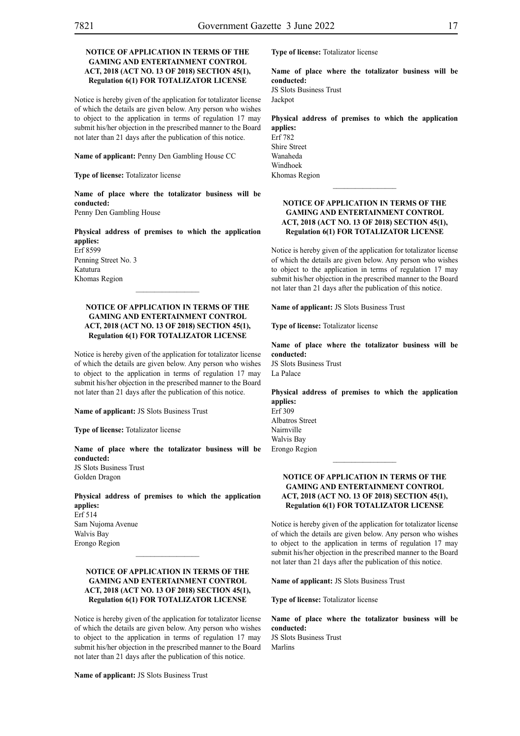**NOTICE OF APPLICATION IN TERMS OF THE GAMING AND ENTERTAINMENT CONTROL ACT, 2018 (ACT NO. 13 OF 2018) SECTION 45(1), Regulation 6(1) FOR TOTALIZATOR LICENSE**

Notice is hereby given of the application for totalizator license of which the details are given below. Any person who wishes to object to the application in terms of regulation 17 may submit his/her objection in the prescribed manner to the Board not later than 21 days after the publication of this notice.

**Name of applicant:** Penny Den Gambling House CC

**Type of license:** Totalizator license

**Name of place where the totalizator business will be conducted:**
Penny Den Gambling House

**Physical address of premises to which the application applies:**
Erf 8599
Penning Street No. 3
Katutura
Khomas Region

---

**NOTICE OF APPLICATION IN TERMS OF THE GAMING AND ENTERTAINMENT CONTROL ACT, 2018 (ACT NO. 13 OF 2018) SECTION 45(1), Regulation 6(1) FOR TOTALIZATOR LICENSE**

Notice is hereby given of the application for totalizator license of which the details are given below. Any person who wishes to object to the application in terms of regulation 17 may submit his/her objection in the prescribed manner to the Board not later than 21 days after the publication of this notice.

**Name of applicant:** JS Slots Business Trust

**Type of license:** Totalizator license

**Name of place where the totalizator business will be conducted:**
JS Slots Business Trust
Golden Dragon

**Physical address of premises to which the application applies:**
Erf 514
Sam Nujoma Avenue
Walvis Bay
Erongo Region

---

**NOTICE OF APPLICATION IN TERMS OF THE GAMING AND ENTERTAINMENT CONTROL ACT, 2018 (ACT NO. 13 OF 2018) SECTION 45(1), Regulation 6(1) FOR TOTALIZATOR LICENSE**

Notice is hereby given of the application for totalizator license of which the details are given below. Any person who wishes to object to the application in terms of regulation 17 may submit his/her objection in the prescribed manner to the Board not later than 21 days after the publication of this notice.

**Name of applicant:** JS Slots Business Trust

**Type of license:** Totalizator license

**Name of place where the totalizator business will be conducted:**
JS Slots Business Trust
Jackpot

**Physical address of premises to which the application applies:**
Erf 782
Shire Street
Wanaheda
Windhoek
Khomas Region

---

**NOTICE OF APPLICATION IN TERMS OF THE GAMING AND ENTERTAINMENT CONTROL ACT, 2018 (ACT NO. 13 OF 2018) SECTION 45(1), Regulation 6(1) FOR TOTALIZATOR LICENSE**

Notice is hereby given of the application for totalizator license of which the details are given below. Any person who wishes to object to the application in terms of regulation 17 may submit his/her objection in the prescribed manner to the Board not later than 21 days after the publication of this notice.

**Name of applicant:** JS Slots Business Trust

**Type of license:** Totalizator license

**Name of place where the totalizator business will be conducted:**
JS Slots Business Trust
La Palace

**Physical address of premises to which the application applies:**
Erf 309
Albatros Street
Nairnville
Walvis Bay
Erongo Region

---

**NOTICE OF APPLICATION IN TERMS OF THE GAMING AND ENTERTAINMENT CONTROL ACT, 2018 (ACT NO. 13 OF 2018) SECTION 45(1), Regulation 6(1) FOR TOTALIZATOR LICENSE**

Notice is hereby given of the application for totalizator license of which the details are given below. Any person who wishes to object to the application in terms of regulation 17 may submit his/her objection in the prescribed manner to the Board not later than 21 days after the publication of this notice.

**Name of applicant:** JS Slots Business Trust

**Type of license:** Totalizator license

**Name of place where the totalizator business will be conducted:**
JS Slots Business Trust
Marlins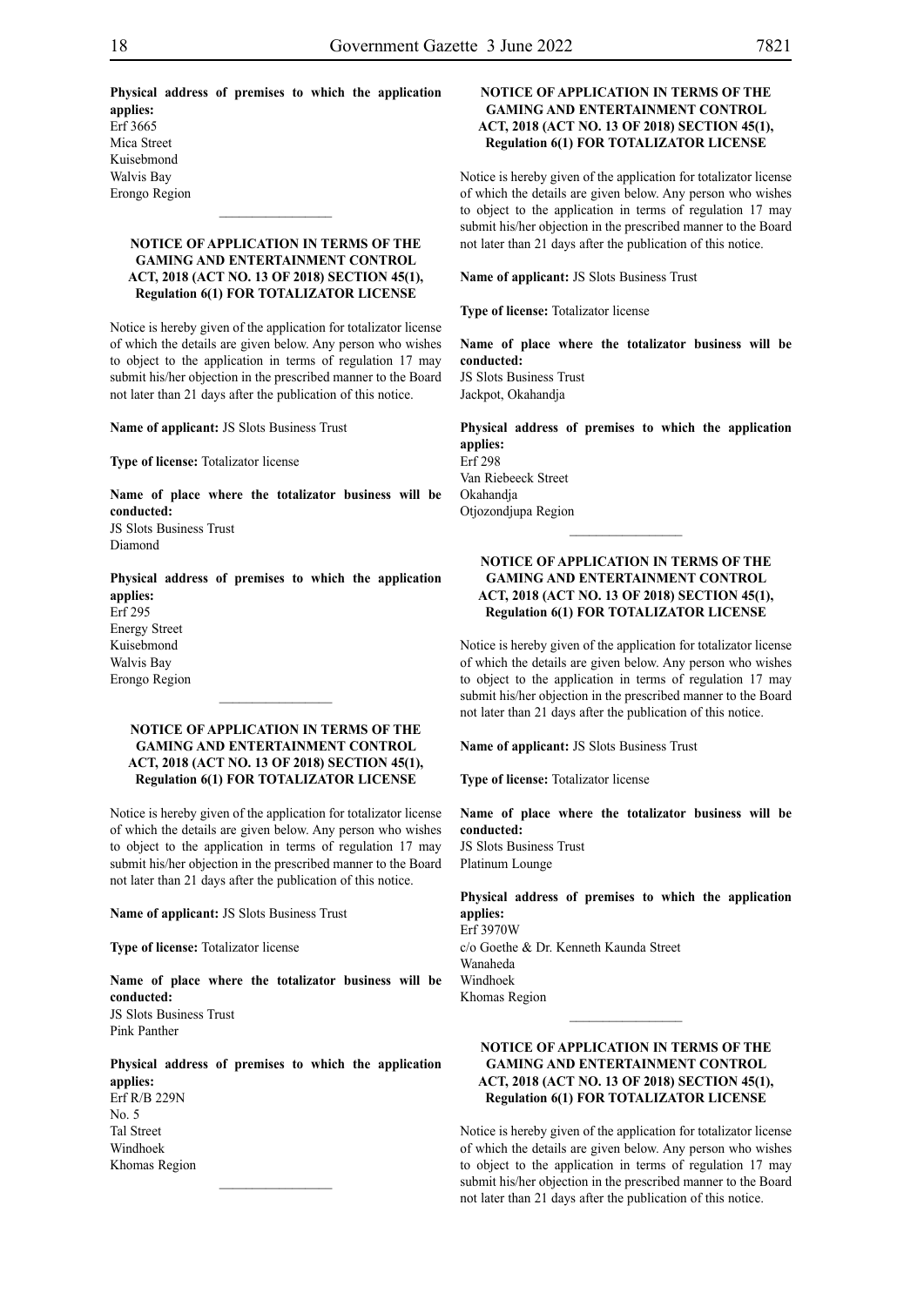**Physical address of premises to which the application applies:**
Erf 3665
Mica Street
Kuisebmond
Walvis Bay
Erongo Region

________________

**NOTICE OF APPLICATION IN TERMS OF THE GAMING AND ENTERTAINMENT CONTROL ACT, 2018 (ACT NO. 13 OF 2018) SECTION 45(1), Regulation 6(1) FOR TOTALIZATOR LICENSE**

Notice is hereby given of the application for totalizator license of which the details are given below. Any person who wishes to object to the application in terms of regulation 17 may submit his/her objection in the prescribed manner to the Board not later than 21 days after the publication of this notice.

**Name of applicant:** JS Slots Business Trust

**Type of license:** Totalizator license

**Name of place where the totalizator business will be conducted:**
JS Slots Business Trust
Diamond

**Physical address of premises to which the application applies:**
Erf 295
Energy Street
Kuisebmond
Walvis Bay
Erongo Region

________________

**NOTICE OF APPLICATION IN TERMS OF THE GAMING AND ENTERTAINMENT CONTROL ACT, 2018 (ACT NO. 13 OF 2018) SECTION 45(1), Regulation 6(1) FOR TOTALIZATOR LICENSE**

Notice is hereby given of the application for totalizator license of which the details are given below. Any person who wishes to object to the application in terms of regulation 17 may submit his/her objection in the prescribed manner to the Board not later than 21 days after the publication of this notice.

**Name of applicant:** JS Slots Business Trust

**Type of license:** Totalizator license

**Name of place where the totalizator business will be conducted:**
JS Slots Business Trust
Pink Panther

**Physical address of premises to which the application applies:**
Erf R/B 229N
No. 5
Tal Street
Windhoek
Khomas Region

________________

**NOTICE OF APPLICATION IN TERMS OF THE GAMING AND ENTERTAINMENT CONTROL ACT, 2018 (ACT NO. 13 OF 2018) SECTION 45(1), Regulation 6(1) FOR TOTALIZATOR LICENSE**

Notice is hereby given of the application for totalizator license of which the details are given below. Any person who wishes to object to the application in terms of regulation 17 may submit his/her objection in the prescribed manner to the Board not later than 21 days after the publication of this notice.

**Name of applicant:** JS Slots Business Trust

**Type of license:** Totalizator license

**Name of place where the totalizator business will be conducted:**
JS Slots Business Trust
Jackpot, Okahandja

**Physical address of premises to which the application applies:**
Erf 298
Van Riebeeck Street
Okahandja
Otjozondjupa Region

________________

**NOTICE OF APPLICATION IN TERMS OF THE GAMING AND ENTERTAINMENT CONTROL ACT, 2018 (ACT NO. 13 OF 2018) SECTION 45(1), Regulation 6(1) FOR TOTALIZATOR LICENSE**

Notice is hereby given of the application for totalizator license of which the details are given below. Any person who wishes to object to the application in terms of regulation 17 may submit his/her objection in the prescribed manner to the Board not later than 21 days after the publication of this notice.

**Name of applicant:** JS Slots Business Trust

**Type of license:** Totalizator license

**Name of place where the totalizator business will be conducted:**
JS Slots Business Trust
Platinum Lounge

**Physical address of premises to which the application applies:**
Erf 3970W
c/o Goethe & Dr. Kenneth Kaunda Street
Wanaheda
Windhoek
Khomas Region

________________

**NOTICE OF APPLICATION IN TERMS OF THE GAMING AND ENTERTAINMENT CONTROL ACT, 2018 (ACT NO. 13 OF 2018) SECTION 45(1), Regulation 6(1) FOR TOTALIZATOR LICENSE**

Notice is hereby given of the application for totalizator license of which the details are given below. Any person who wishes to object to the application in terms of regulation 17 may submit his/her objection in the prescribed manner to the Board not later than 21 days after the publication of this notice.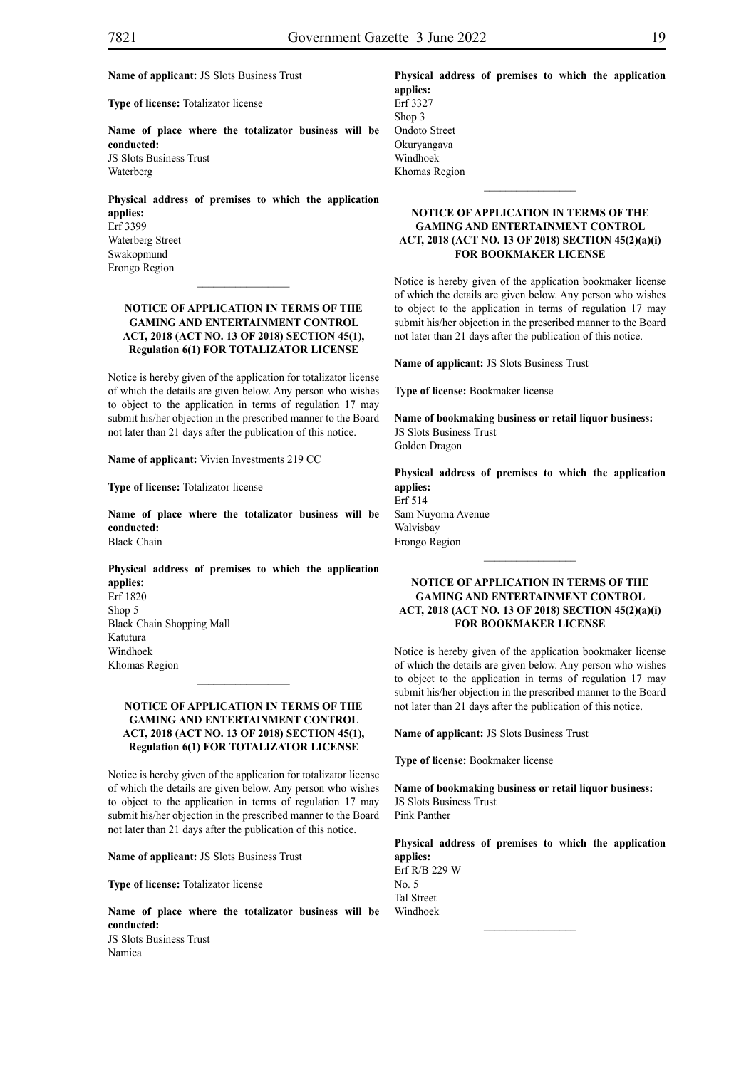**Name of applicant:** JS Slots Business Trust

**Type of license:** Totalizator license

**Name of place where the totalizator business will be conducted:**
JS Slots Business Trust
Waterberg

**Physical address of premises to which the application applies:**
Erf 3399
Waterberg Street
Swakopmund
Erongo Region

---

**NOTICE OF APPLICATION IN TERMS OF THE GAMING AND ENTERTAINMENT CONTROL ACT, 2018 (ACT NO. 13 OF 2018) SECTION 45(1), Regulation 6(1) FOR TOTALIZATOR LICENSE**

Notice is hereby given of the application for totalizator license of which the details are given below. Any person who wishes to object to the application in terms of regulation 17 may submit his/her objection in the prescribed manner to the Board not later than 21 days after the publication of this notice.

**Name of applicant:** Vivien Investments 219 CC

**Type of license:** Totalizator license

**Name of place where the totalizator business will be conducted:**
Black Chain

**Physical address of premises to which the application applies:**
Erf 1820
Shop 5
Black Chain Shopping Mall
Katutura
Windhoek
Khomas Region

---

**NOTICE OF APPLICATION IN TERMS OF THE GAMING AND ENTERTAINMENT CONTROL ACT, 2018 (ACT NO. 13 OF 2018) SECTION 45(1), Regulation 6(1) FOR TOTALIZATOR LICENSE**

Notice is hereby given of the application for totalizator license of which the details are given below. Any person who wishes to object to the application in terms of regulation 17 may submit his/her objection in the prescribed manner to the Board not later than 21 days after the publication of this notice.

**Name of applicant:** JS Slots Business Trust

**Type of license:** Totalizator license

**Name of place where the totalizator business will be conducted:**
JS Slots Business Trust
Namica

**Physical address of premises to which the application applies:**
Erf 3327
Shop 3
Ondoto Street
Okuryangava
Windhoek
Khomas Region

---

**NOTICE OF APPLICATION IN TERMS OF THE GAMING AND ENTERTAINMENT CONTROL ACT, 2018 (ACT NO. 13 OF 2018) SECTION 45(2)(a)(i) FOR BOOKMAKER LICENSE**

Notice is hereby given of the application bookmaker license of which the details are given below. Any person who wishes to object to the application in terms of regulation 17 may submit his/her objection in the prescribed manner to the Board not later than 21 days after the publication of this notice.

**Name of applicant:** JS Slots Business Trust

**Type of license:** Bookmaker license

**Name of bookmaking business or retail liquor business:**
JS Slots Business Trust
Golden Dragon

**Physical address of premises to which the application applies:**
Erf 514
Sam Nuyoma Avenue
Walvisbay
Erongo Region

---

**NOTICE OF APPLICATION IN TERMS OF THE GAMING AND ENTERTAINMENT CONTROL ACT, 2018 (ACT NO. 13 OF 2018) SECTION 45(2)(a)(i) FOR BOOKMAKER LICENSE**

Notice is hereby given of the application bookmaker license of which the details are given below. Any person who wishes to object to the application in terms of regulation 17 may submit his/her objection in the prescribed manner to the Board not later than 21 days after the publication of this notice.

**Name of applicant:** JS Slots Business Trust

**Type of license:** Bookmaker license

**Name of bookmaking business or retail liquor business:**
JS Slots Business Trust
Pink Panther

**Physical address of premises to which the application applies:**
Erf R/B 229 W
No. 5
Tal Street
Windhoek

---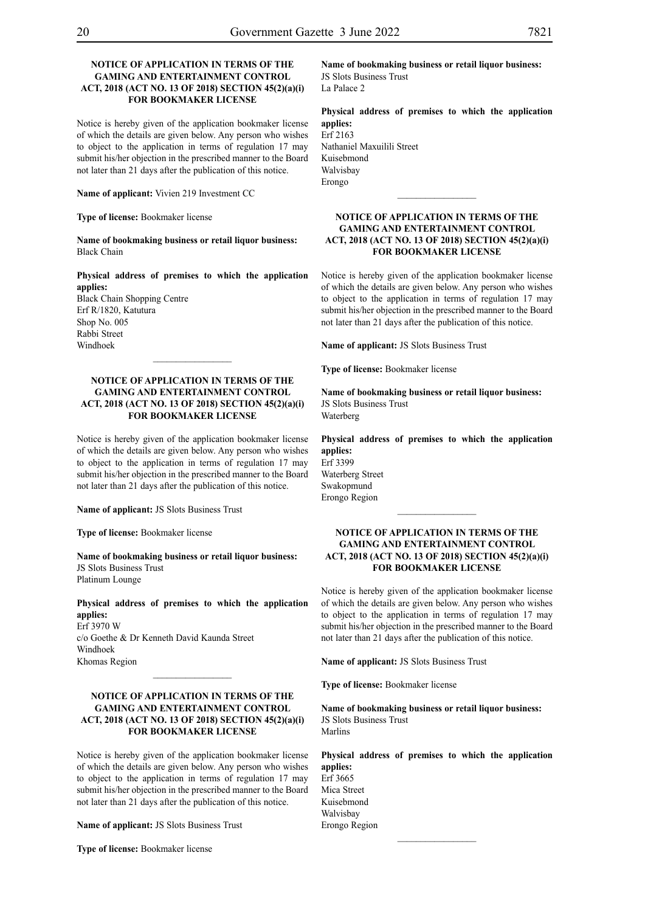**NOTICE OF APPLICATION IN TERMS OF THE GAMING AND ENTERTAINMENT CONTROL ACT, 2018 (ACT NO. 13 OF 2018) SECTION 45(2)(a)(i) FOR BOOKMAKER LICENSE**

Notice is hereby given of the application bookmaker license of which the details are given below. Any person who wishes to object to the application in terms of regulation 17 may submit his/her objection in the prescribed manner to the Board not later than 21 days after the publication of this notice.

**Name of applicant:** Vivien 219 Investment CC

**Type of license:** Bookmaker license

**Name of bookmaking business or retail liquor business:**
Black Chain

**Physical address of premises to which the application applies:**
Black Chain Shopping Centre
Erf R/1820, Katutura
Shop No. 005
Rabbi Street
Windhoek

________________

**NOTICE OF APPLICATION IN TERMS OF THE GAMING AND ENTERTAINMENT CONTROL ACT, 2018 (ACT NO. 13 OF 2018) SECTION 45(2)(a)(i) FOR BOOKMAKER LICENSE**

Notice is hereby given of the application bookmaker license of which the details are given below. Any person who wishes to object to the application in terms of regulation 17 may submit his/her objection in the prescribed manner to the Board not later than 21 days after the publication of this notice.

**Name of applicant:** JS Slots Business Trust

**Type of license:** Bookmaker license

**Name of bookmaking business or retail liquor business:**
JS Slots Business Trust
Platinum Lounge

**Physical address of premises to which the application applies:**
Erf 3970 W
c/o Goethe & Dr Kenneth David Kaunda Street
Windhoek
Khomas Region

________________

**NOTICE OF APPLICATION IN TERMS OF THE GAMING AND ENTERTAINMENT CONTROL ACT, 2018 (ACT NO. 13 OF 2018) SECTION 45(2)(a)(i) FOR BOOKMAKER LICENSE**

Notice is hereby given of the application bookmaker license of which the details are given below. Any person who wishes to object to the application in terms of regulation 17 may submit his/her objection in the prescribed manner to the Board not later than 21 days after the publication of this notice.

**Name of applicant:** JS Slots Business Trust

**Type of license:** Bookmaker license

**Name of bookmaking business or retail liquor business:**
JS Slots Business Trust
La Palace 2

**Physical address of premises to which the application applies:**
Erf 2163
Nathaniel Maxuilili Street
Kuisebmond
Walvisbay
Erongo

________________

**NOTICE OF APPLICATION IN TERMS OF THE GAMING AND ENTERTAINMENT CONTROL ACT, 2018 (ACT NO. 13 OF 2018) SECTION 45(2)(a)(i) FOR BOOKMAKER LICENSE**

Notice is hereby given of the application bookmaker license of which the details are given below. Any person who wishes to object to the application in terms of regulation 17 may submit his/her objection in the prescribed manner to the Board not later than 21 days after the publication of this notice.

**Name of applicant:** JS Slots Business Trust

**Type of license:** Bookmaker license

**Name of bookmaking business or retail liquor business:**
JS Slots Business Trust
Waterberg

**Physical address of premises to which the application applies:**
Erf 3399
Waterberg Street
Swakopmund
Erongo Region

________________

**NOTICE OF APPLICATION IN TERMS OF THE GAMING AND ENTERTAINMENT CONTROL ACT, 2018 (ACT NO. 13 OF 2018) SECTION 45(2)(a)(i) FOR BOOKMAKER LICENSE**

Notice is hereby given of the application bookmaker license of which the details are given below. Any person who wishes to object to the application in terms of regulation 17 may submit his/her objection in the prescribed manner to the Board not later than 21 days after the publication of this notice.

**Name of applicant:** JS Slots Business Trust

**Type of license:** Bookmaker license

**Name of bookmaking business or retail liquor business:**
JS Slots Business Trust
Marlins

**Physical address of premises to which the application applies:**
Erf 3665
Mica Street
Kuisebmond
Walvisbay
Erongo Region

________________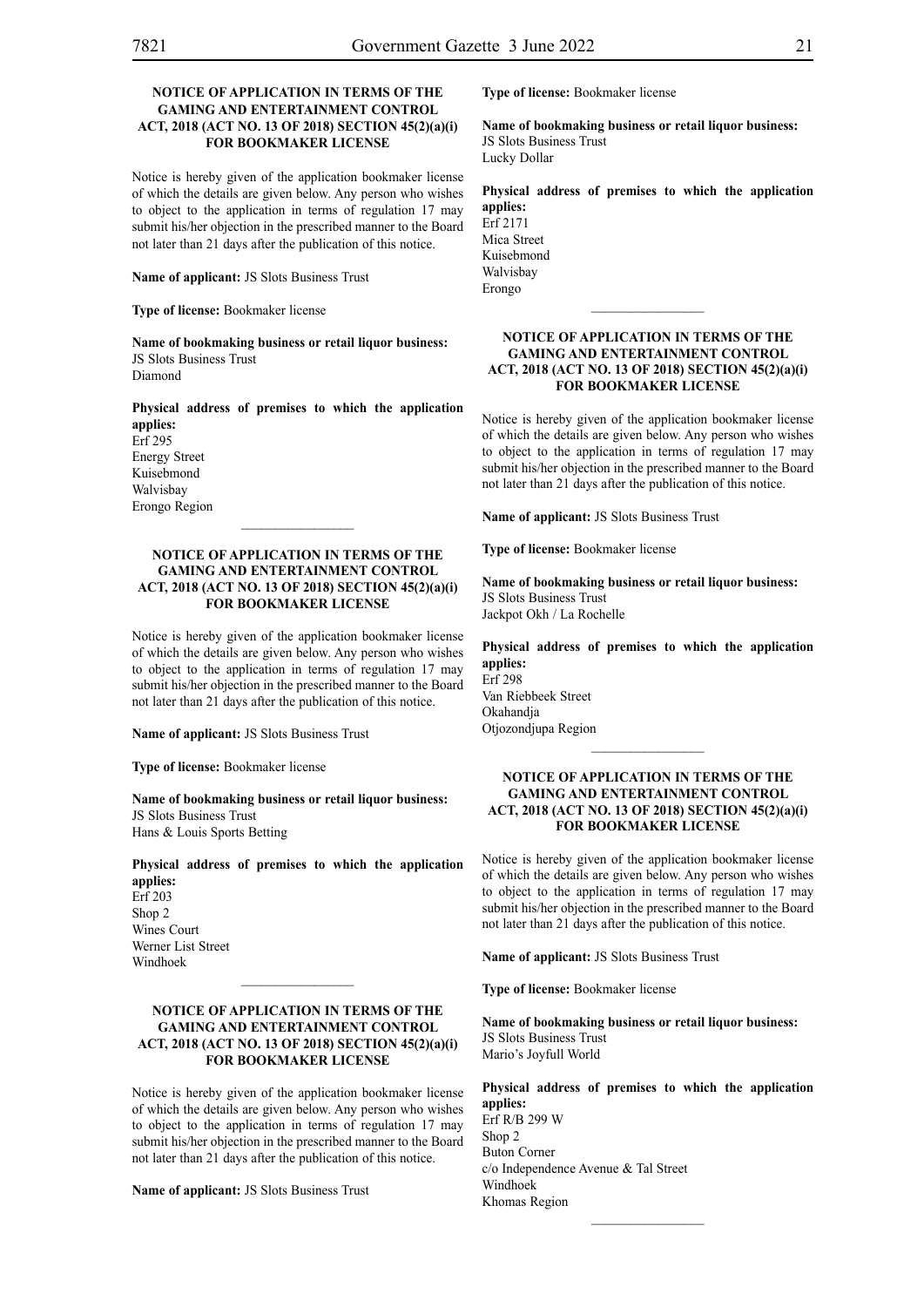### NOTICE OF APPLICATION IN TERMS OF THE GAMING AND ENTERTAINMENT CONTROL ACT, 2018 (ACT NO. 13 OF 2018) SECTION 45(2)(a)(i) FOR BOOKMAKER LICENSE

Notice is hereby given of the application bookmaker license of which the details are given below. Any person who wishes to object to the application in terms of regulation 17 may submit his/her objection in the prescribed manner to the Board not later than 21 days after the publication of this notice.

**Name of applicant:** JS Slots Business Trust

**Type of license:** Bookmaker license

**Name of bookmaking business or retail liquor business:**
JS Slots Business Trust
Diamond

**Physical address of premises to which the application applies:**
Erf 295
Energy Street
Kuisebmond
Walvisbay
Erongo Region

---

### NOTICE OF APPLICATION IN TERMS OF THE GAMING AND ENTERTAINMENT CONTROL ACT, 2018 (ACT NO. 13 OF 2018) SECTION 45(2)(a)(i) FOR BOOKMAKER LICENSE

Notice is hereby given of the application bookmaker license of which the details are given below. Any person who wishes to object to the application in terms of regulation 17 may submit his/her objection in the prescribed manner to the Board not later than 21 days after the publication of this notice.

**Name of applicant:** JS Slots Business Trust

**Type of license:** Bookmaker license

**Name of bookmaking business or retail liquor business:**
JS Slots Business Trust
Hans & Louis Sports Betting

**Physical address of premises to which the application applies:**
Erf 203
Shop 2
Wines Court
Werner List Street
Windhoek

---

### NOTICE OF APPLICATION IN TERMS OF THE GAMING AND ENTERTAINMENT CONTROL ACT, 2018 (ACT NO. 13 OF 2018) SECTION 45(2)(a)(i) FOR BOOKMAKER LICENSE

Notice is hereby given of the application bookmaker license of which the details are given below. Any person who wishes to object to the application in terms of regulation 17 may submit his/her objection in the prescribed manner to the Board not later than 21 days after the publication of this notice.

**Name of applicant:** JS Slots Business Trust

**Type of license:** Bookmaker license

**Name of bookmaking business or retail liquor business:**
JS Slots Business Trust
Lucky Dollar

**Physical address of premises to which the application applies:**
Erf 2171
Mica Street
Kuisebmond
Walvisbay
Erongo

---

### NOTICE OF APPLICATION IN TERMS OF THE GAMING AND ENTERTAINMENT CONTROL ACT, 2018 (ACT NO. 13 OF 2018) SECTION 45(2)(a)(i) FOR BOOKMAKER LICENSE

Notice is hereby given of the application bookmaker license of which the details are given below. Any person who wishes to object to the application in terms of regulation 17 may submit his/her objection in the prescribed manner to the Board not later than 21 days after the publication of this notice.

**Name of applicant:** JS Slots Business Trust

**Type of license:** Bookmaker license

**Name of bookmaking business or retail liquor business:**
JS Slots Business Trust
Jackpot Okh / La Rochelle

**Physical address of premises to which the application applies:**
Erf 298
Van Riebbeek Street
Okahandja
Otjozondjupa Region

---

### NOTICE OF APPLICATION IN TERMS OF THE GAMING AND ENTERTAINMENT CONTROL ACT, 2018 (ACT NO. 13 OF 2018) SECTION 45(2)(a)(i) FOR BOOKMAKER LICENSE

Notice is hereby given of the application bookmaker license of which the details are given below. Any person who wishes to object to the application in terms of regulation 17 may submit his/her objection in the prescribed manner to the Board not later than 21 days after the publication of this notice.

**Name of applicant:** JS Slots Business Trust

**Type of license:** Bookmaker license

**Name of bookmaking business or retail liquor business:**
JS Slots Business Trust
Mario's Joyfull World

**Physical address of premises to which the application applies:**
Erf R/B 299 W
Shop 2
Buton Corner
c/o Independence Avenue & Tal Street
Windhoek
Khomas Region

---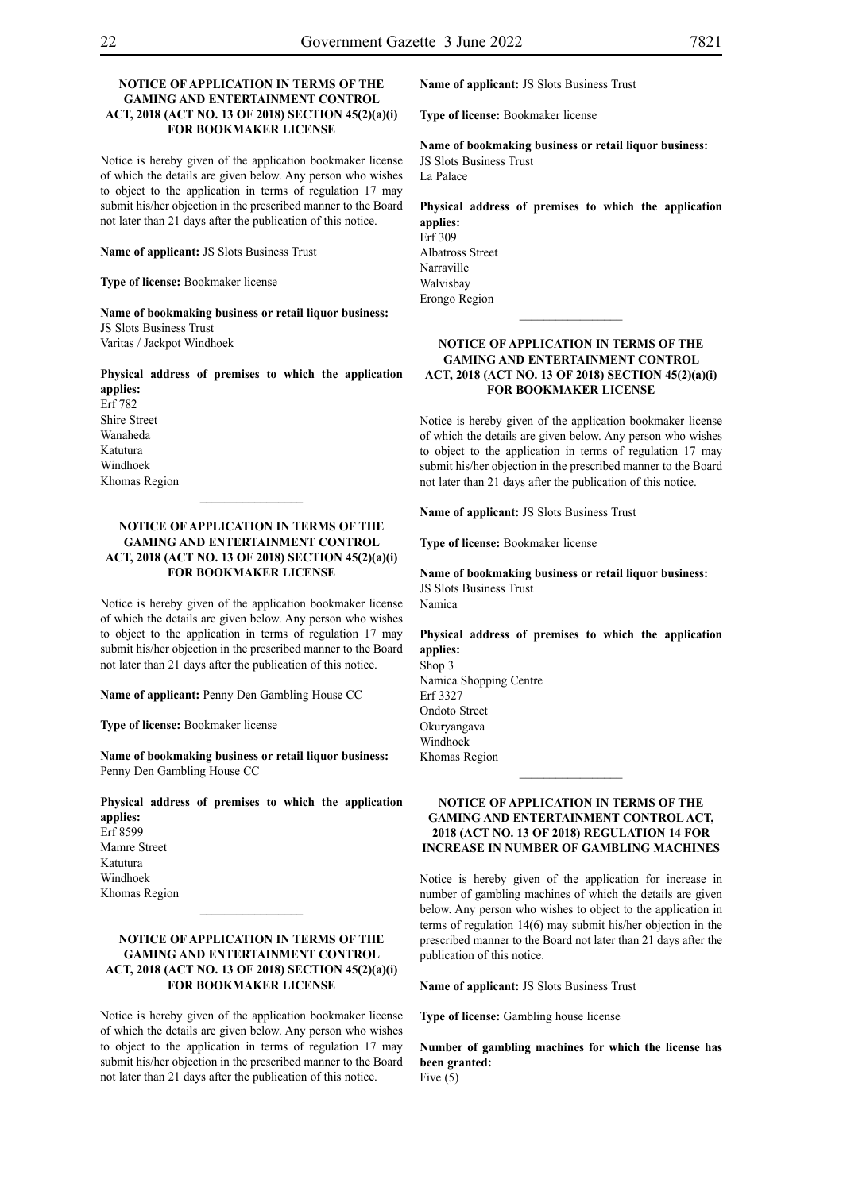**NOTICE OF APPLICATION IN TERMS OF THE GAMING AND ENTERTAINMENT CONTROL ACT, 2018 (ACT NO. 13 OF 2018) SECTION 45(2)(a)(i) FOR BOOKMAKER LICENSE**

Notice is hereby given of the application bookmaker license of which the details are given below. Any person who wishes to object to the application in terms of regulation 17 may submit his/her objection in the prescribed manner to the Board not later than 21 days after the publication of this notice.

**Name of applicant:** JS Slots Business Trust

**Type of license:** Bookmaker license

**Name of bookmaking business or retail liquor business:**
JS Slots Business Trust
Varitas / Jackpot Windhoek

**Physical address of premises to which the application applies:**
Erf 782
Shire Street
Wanaheda
Katutura
Windhoek
Khomas Region

________________

**NOTICE OF APPLICATION IN TERMS OF THE GAMING AND ENTERTAINMENT CONTROL ACT, 2018 (ACT NO. 13 OF 2018) SECTION 45(2)(a)(i) FOR BOOKMAKER LICENSE**

Notice is hereby given of the application bookmaker license of which the details are given below. Any person who wishes to object to the application in terms of regulation 17 may submit his/her objection in the prescribed manner to the Board not later than 21 days after the publication of this notice.

**Name of applicant:** Penny Den Gambling House CC

**Type of license:** Bookmaker license

**Name of bookmaking business or retail liquor business:**
Penny Den Gambling House CC

**Physical address of premises to which the application applies:**
Erf 8599
Mamre Street
Katutura
Windhoek
Khomas Region

________________

**NOTICE OF APPLICATION IN TERMS OF THE GAMING AND ENTERTAINMENT CONTROL ACT, 2018 (ACT NO. 13 OF 2018) SECTION 45(2)(a)(i) FOR BOOKMAKER LICENSE**

Notice is hereby given of the application bookmaker license of which the details are given below. Any person who wishes to object to the application in terms of regulation 17 may submit his/her objection in the prescribed manner to the Board not later than 21 days after the publication of this notice.

**Name of applicant:** JS Slots Business Trust

**Type of license:** Bookmaker license

**Name of bookmaking business or retail liquor business:**
JS Slots Business Trust
La Palace

**Physical address of premises to which the application applies:**
Erf 309
Albatross Street
Narraville
Walvisbay
Erongo Region

________________

**NOTICE OF APPLICATION IN TERMS OF THE GAMING AND ENTERTAINMENT CONTROL ACT, 2018 (ACT NO. 13 OF 2018) SECTION 45(2)(a)(i) FOR BOOKMAKER LICENSE**

Notice is hereby given of the application bookmaker license of which the details are given below. Any person who wishes to object to the application in terms of regulation 17 may submit his/her objection in the prescribed manner to the Board not later than 21 days after the publication of this notice.

**Name of applicant:** JS Slots Business Trust

**Type of license:** Bookmaker license

**Name of bookmaking business or retail liquor business:**
JS Slots Business Trust
Namica

**Physical address of premises to which the application applies:**
Shop 3
Namica Shopping Centre
Erf 3327
Ondoto Street
Okuryangava
Windhoek
Khomas Region

________________

**NOTICE OF APPLICATION IN TERMS OF THE GAMING AND ENTERTAINMENT CONTROL ACT, 2018 (ACT NO. 13 OF 2018) REGULATION 14 FOR INCREASE IN NUMBER OF GAMBLING MACHINES**

Notice is hereby given of the application for increase in number of gambling machines of which the details are given below. Any person who wishes to object to the application in terms of regulation 14(6) may submit his/her objection in the prescribed manner to the Board not later than 21 days after the publication of this notice.

**Name of applicant:** JS Slots Business Trust

**Type of license:** Gambling house license

**Number of gambling machines for which the license has been granted:**
Five (5)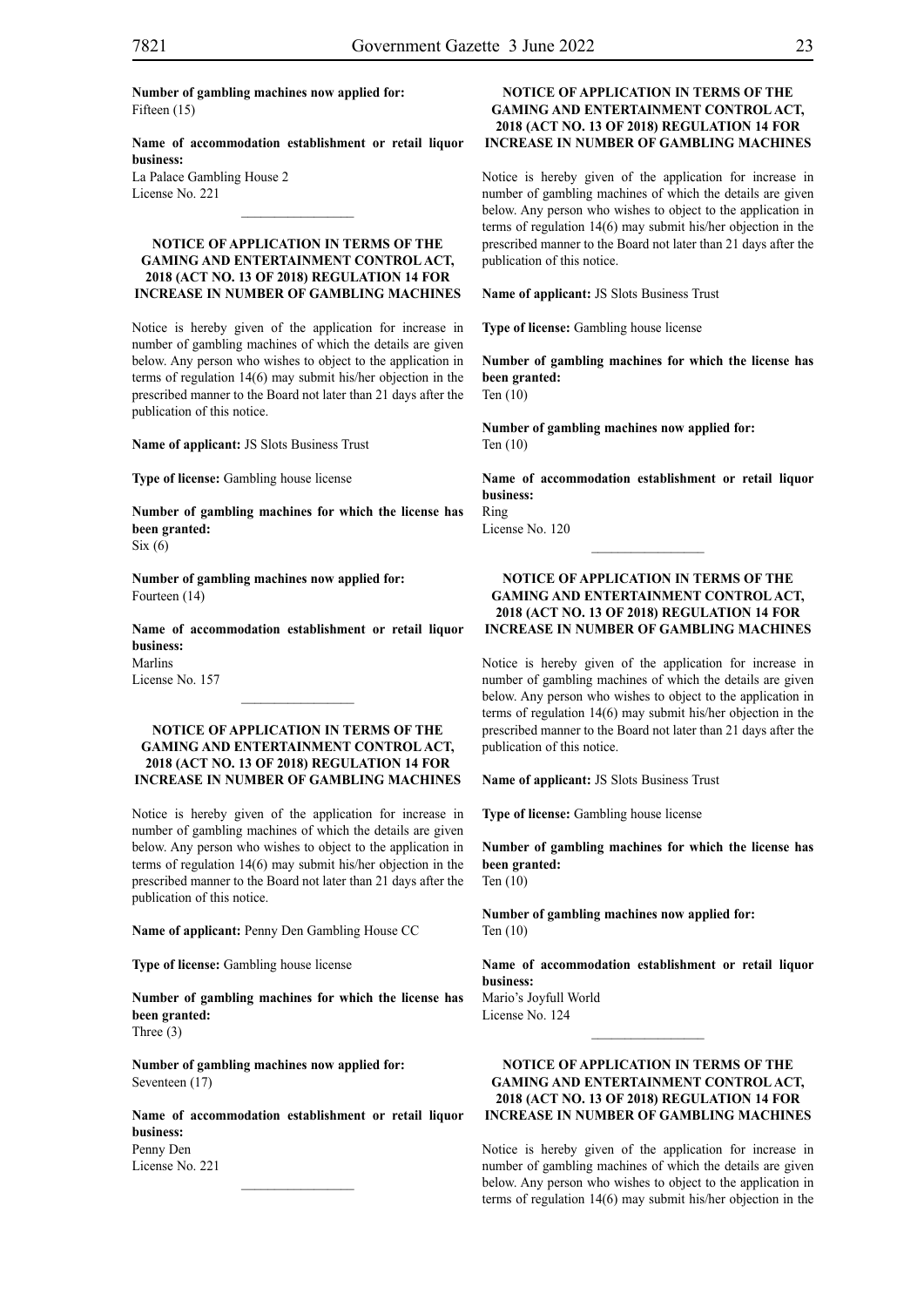**Number of gambling machines now applied for:**
Fifteen (15)

**Name of accommodation establishment or retail liquor business:**
La Palace Gambling House 2
License No. 221

________________

**NOTICE OF APPLICATION IN TERMS OF THE GAMING AND ENTERTAINMENT CONTROL ACT, 2018 (ACT NO. 13 OF 2018) REGULATION 14 FOR INCREASE IN NUMBER OF GAMBLING MACHINES**

Notice is hereby given of the application for increase in number of gambling machines of which the details are given below. Any person who wishes to object to the application in terms of regulation 14(6) may submit his/her objection in the prescribed manner to the Board not later than 21 days after the publication of this notice.

**Name of applicant:** JS Slots Business Trust

**Type of license:** Gambling house license

**Number of gambling machines for which the license has been granted:**
Six (6)

**Number of gambling machines now applied for:**
Fourteen (14)

**Name of accommodation establishment or retail liquor business:**
Marlins
License No. 157

________________

**NOTICE OF APPLICATION IN TERMS OF THE GAMING AND ENTERTAINMENT CONTROL ACT, 2018 (ACT NO. 13 OF 2018) REGULATION 14 FOR INCREASE IN NUMBER OF GAMBLING MACHINES**

Notice is hereby given of the application for increase in number of gambling machines of which the details are given below. Any person who wishes to object to the application in terms of regulation 14(6) may submit his/her objection in the prescribed manner to the Board not later than 21 days after the publication of this notice.

**Name of applicant:** Penny Den Gambling House CC

**Type of license:** Gambling house license

**Number of gambling machines for which the license has been granted:**
Three (3)

**Number of gambling machines now applied for:**
Seventeen (17)

**Name of accommodation establishment or retail liquor business:**
Penny Den
License No. 221

________________

**NOTICE OF APPLICATION IN TERMS OF THE GAMING AND ENTERTAINMENT CONTROL ACT, 2018 (ACT NO. 13 OF 2018) REGULATION 14 FOR INCREASE IN NUMBER OF GAMBLING MACHINES**

Notice is hereby given of the application for increase in number of gambling machines of which the details are given below. Any person who wishes to object to the application in terms of regulation 14(6) may submit his/her objection in the prescribed manner to the Board not later than 21 days after the publication of this notice.

**Name of applicant:** JS Slots Business Trust

**Type of license:** Gambling house license

**Number of gambling machines for which the license has been granted:**
Ten (10)

**Number of gambling machines now applied for:**
Ten (10)

**Name of accommodation establishment or retail liquor business:**
Ring
License No. 120

________________

**NOTICE OF APPLICATION IN TERMS OF THE GAMING AND ENTERTAINMENT CONTROL ACT, 2018 (ACT NO. 13 OF 2018) REGULATION 14 FOR INCREASE IN NUMBER OF GAMBLING MACHINES**

Notice is hereby given of the application for increase in number of gambling machines of which the details are given below. Any person who wishes to object to the application in terms of regulation 14(6) may submit his/her objection in the prescribed manner to the Board not later than 21 days after the publication of this notice.

**Name of applicant:** JS Slots Business Trust

**Type of license:** Gambling house license

**Number of gambling machines for which the license has been granted:**
Ten (10)

**Number of gambling machines now applied for:**
Ten (10)

**Name of accommodation establishment or retail liquor business:**
Mario's Joyfull World
License No. 124

________________

**NOTICE OF APPLICATION IN TERMS OF THE GAMING AND ENTERTAINMENT CONTROL ACT, 2018 (ACT NO. 13 OF 2018) REGULATION 14 FOR INCREASE IN NUMBER OF GAMBLING MACHINES**

Notice is hereby given of the application for increase in number of gambling machines of which the details are given below. Any person who wishes to object to the application in terms of regulation 14(6) may submit his/her objection in the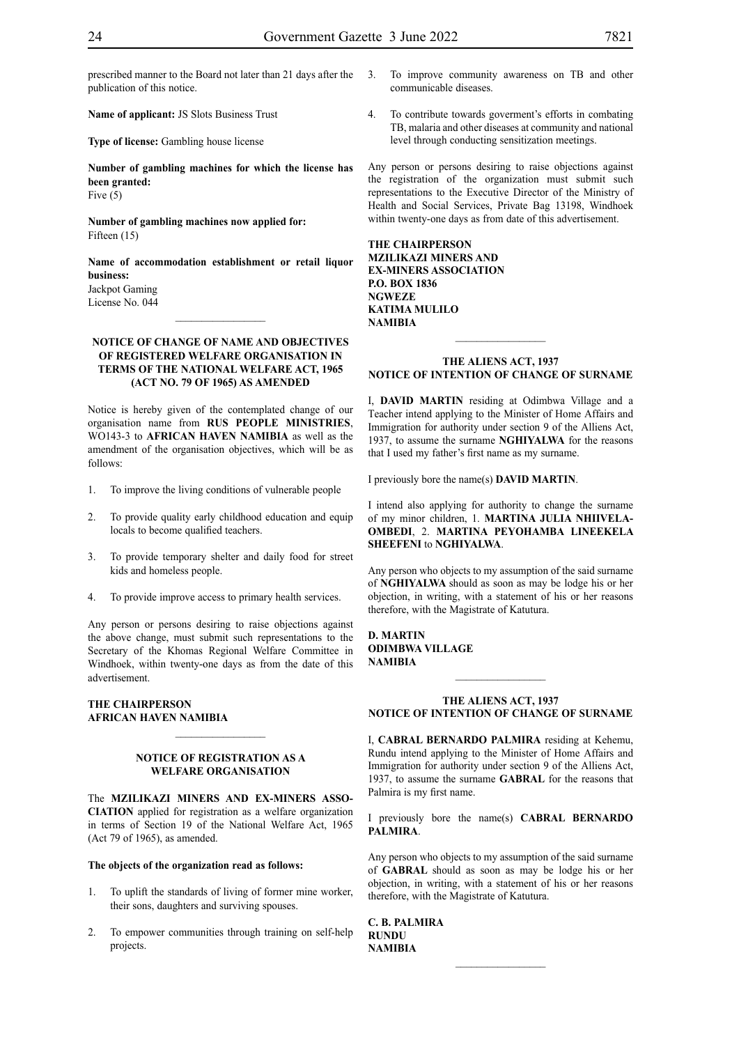prescribed manner to the Board not later than 21 days after the publication of this notice.

**Name of applicant:** JS Slots Business Trust

**Type of license:** Gambling house license

**Number of gambling machines for which the license has been granted:**
Five (5)

**Number of gambling machines now applied for:**
Fifteen (15)

**Name of accommodation establishment or retail liquor business:**
Jackpot Gaming
License No. 044

---

**NOTICE OF CHANGE OF NAME AND OBJECTIVES OF REGISTERED WELFARE ORGANISATION IN TERMS OF THE NATIONAL WELFARE ACT, 1965 (ACT NO. 79 OF 1965) AS AMENDED**

Notice is hereby given of the contemplated change of our organisation name from **RUS PEOPLE MINISTRIES**, WO143-3 to **AFRICAN HAVEN NAMIBIA** as well as the amendment of the organisation objectives, which will be as follows:

1. To improve the living conditions of vulnerable people
2. To provide quality early childhood education and equip locals to become qualified teachers.
3. To provide temporary shelter and daily food for street kids and homeless people.
4. To provide improve access to primary health services.

Any person or persons desiring to raise objections against the above change, must submit such representations to the Secretary of the Khomas Regional Welfare Committee in Windhoek, within twenty-one days as from the date of this advertisement.

**THE CHAIRPERSON**
**AFRICAN HAVEN NAMIBIA**

---

**NOTICE OF REGISTRATION AS A WELFARE ORGANISATION**

The **MZILIKAZI MINERS AND EX-MINERS ASSOCIATION** applied for registration as a welfare organization in terms of Section 19 of the National Welfare Act, 1965 (Act 79 of 1965), as amended.

**The objects of the organization read as follows:**

1. To uplift the standards of living of former mine worker, their sons, daughters and surviving spouses.
2. To empower communities through training on self-help projects.
3. To improve community awareness on TB and other communicable diseases.
4. To contribute towards goverment's efforts in combating TB, malaria and other diseases at community and national level through conducting sensitization meetings.

Any person or persons desiring to raise objections against the registration of the organization must submit such representations to the Executive Director of the Ministry of Health and Social Services, Private Bag 13198, Windhoek within twenty-one days as from date of this advertisement.

**THE CHAIRPERSON**
**MZILIKAZI MINERS AND EX-MINERS ASSOCIATION**
**P.O. BOX 1836**
**NGWEZE**
**KATIMA MULILO**
**NAMIBIA**

---

**THE ALIENS ACT, 1937**
**NOTICE OF INTENTION OF CHANGE OF SURNAME**

I, **DAVID MARTIN** residing at Odimbwa Village and a Teacher intend applying to the Minister of Home Affairs and Immigration for authority under section 9 of the Alliens Act, 1937, to assume the surname **NGHIYALWA** for the reasons that I used my father's first name as my surname.

I previously bore the name(s) **DAVID MARTIN**.

I intend also applying for authority to change the surname of my minor children, 1. **MARTINA JULIA NHIIVELA-OMBEDI**, 2. **MARTINA PEYOHAMBA LINEEKELA SHEEFENI** to **NGHIYALWA**.

Any person who objects to my assumption of the said surname of **NGHIYALWA** should as soon as may be lodge his or her objection, in writing, with a statement of his or her reasons therefore, with the Magistrate of Katutura.

**D. MARTIN**
**ODIMBWA VILLAGE**
**NAMIBIA**

---

**THE ALIENS ACT, 1937**
**NOTICE OF INTENTION OF CHANGE OF SURNAME**

I, **CABRAL BERNARDO PALMIRA** residing at Kehemu, Rundu intend applying to the Minister of Home Affairs and Immigration for authority under section 9 of the Alliens Act, 1937, to assume the surname **GABRAL** for the reasons that Palmira is my first name.

I previously bore the name(s) **CABRAL BERNARDO PALMIRA**.

Any person who objects to my assumption of the said surname of **GABRAL** should as soon as may be lodge his or her objection, in writing, with a statement of his or her reasons therefore, with the Magistrate of Katutura.

**C. B. PALMIRA**
**RUNDU**
**NAMIBIA**

---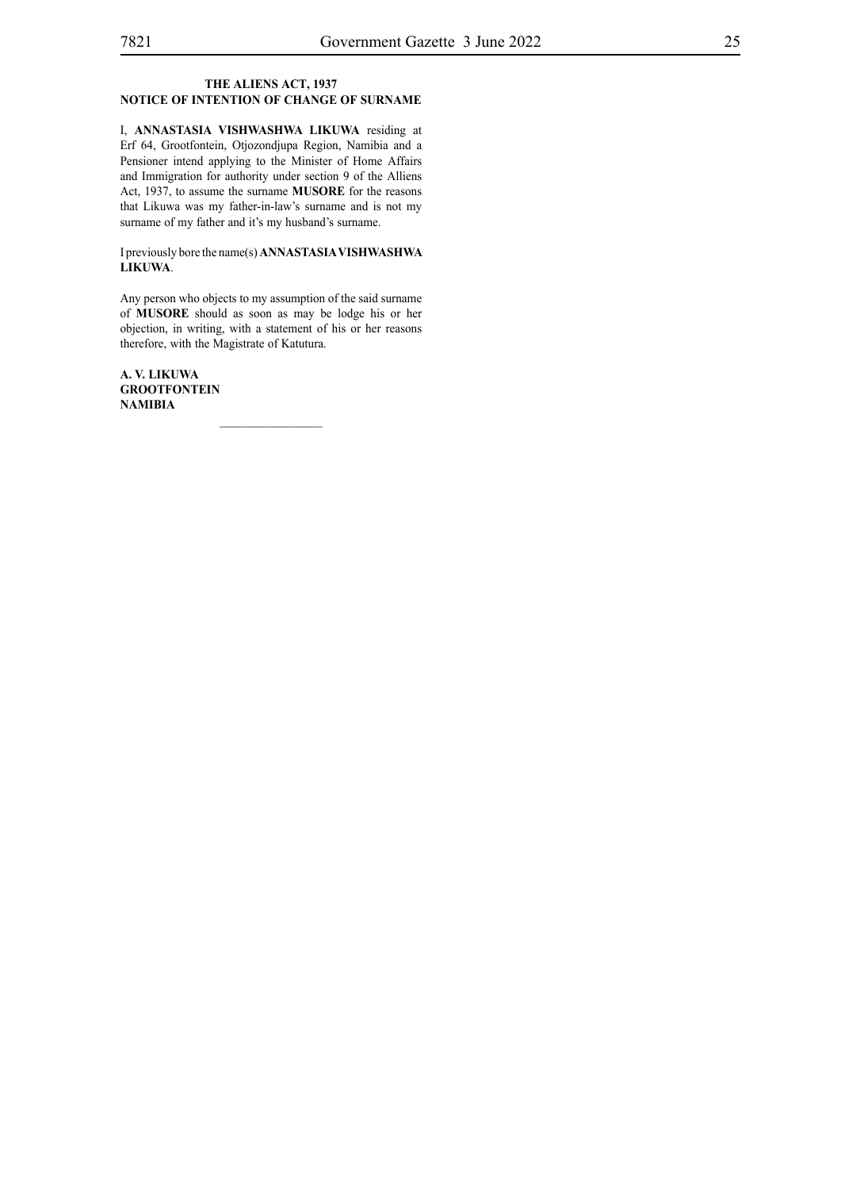**THE ALIENS ACT, 1937**
**NOTICE OF INTENTION OF CHANGE OF SURNAME**

I, **ANNASTASIA VISHWASHWA LIKUWA** residing at Erf 64, Grootfontein, Otjozondjupa Region, Namibia and a Pensioner intend applying to the Minister of Home Affairs and Immigration for authority under section 9 of the Alliens Act, 1937, to assume the surname **MUSORE** for the reasons that Likuwa was my father-in-law's surname and is not my surname of my father and it's my husband's surname.

I previously bore the name(s) **ANNASTASIA VISHWASHWA LIKUWA**.

Any person who objects to my assumption of the said surname of **MUSORE** should as soon as may be lodge his or her objection, in writing, with a statement of his or her reasons therefore, with the Magistrate of Katutura.

**A. V. LIKUWA**
**GROOTFONTEIN**
**NAMIBIA**

________________